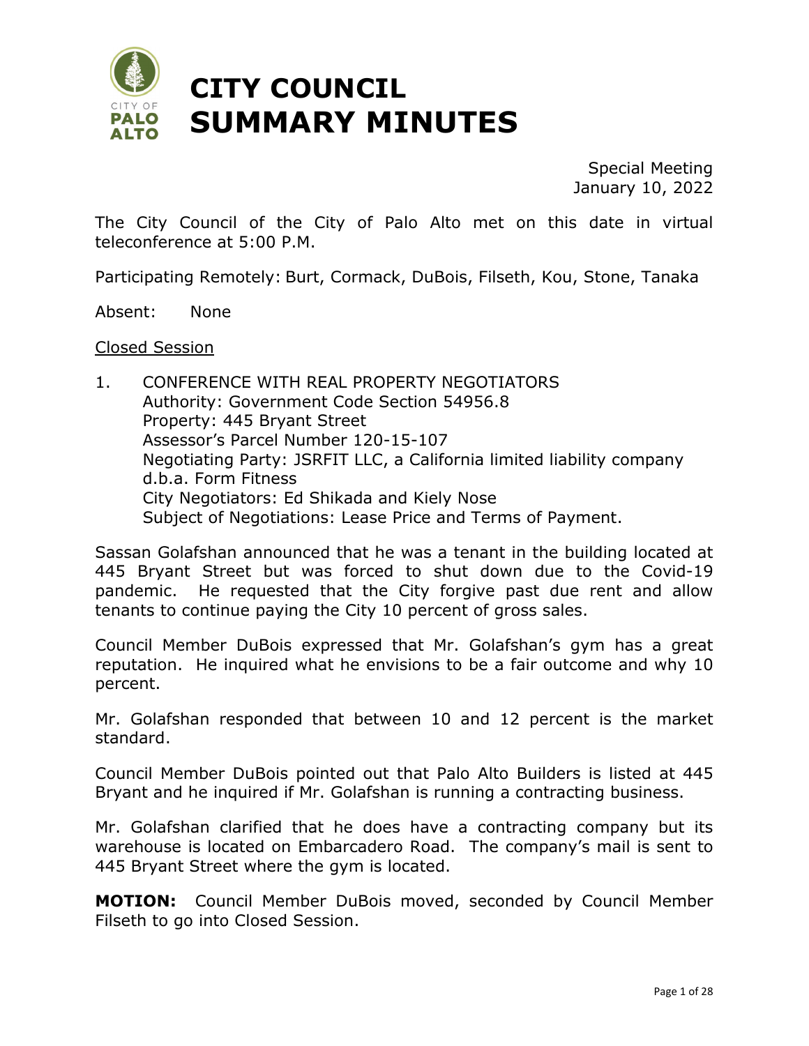# CITY COUNCIL SUMMARY MINUTES

Special Meeting
January 10, 2022

The City Council of the City of Palo Alto met on this date in virtual teleconference at 5:00 P.M.

Participating Remotely: Burt, Cormack, DuBois, Filseth, Kou, Stone, Tanaka

Absent: None

## Closed Session

1. CONFERENCE WITH REAL PROPERTY NEGOTIATORS
   Authority: Government Code Section 54956.8
   Property: 445 Bryant Street
   Assessor's Parcel Number 120-15-107
   Negotiating Party: JSRFIT LLC, a California limited liability company d.b.a. Form Fitness
   City Negotiators: Ed Shikada and Kiely Nose
   Subject of Negotiations: Lease Price and Terms of Payment.

Sassan Golafshan announced that he was a tenant in the building located at 445 Bryant Street but was forced to shut down due to the Covid-19 pandemic. He requested that the City forgive past due rent and allow tenants to continue paying the City 10 percent of gross sales.

Council Member DuBois expressed that Mr. Golafshan's gym has a great reputation. He inquired what he envisions to be a fair outcome and why 10 percent.

Mr. Golafshan responded that between 10 and 12 percent is the market standard.

Council Member DuBois pointed out that Palo Alto Builders is listed at 445 Bryant and he inquired if Mr. Golafshan is running a contracting business.

Mr. Golafshan clarified that he does have a contracting company but its warehouse is located on Embarcadero Road. The company's mail is sent to 445 Bryant Street where the gym is located.

**MOTION:** Council Member DuBois moved, seconded by Council Member Filseth to go into Closed Session.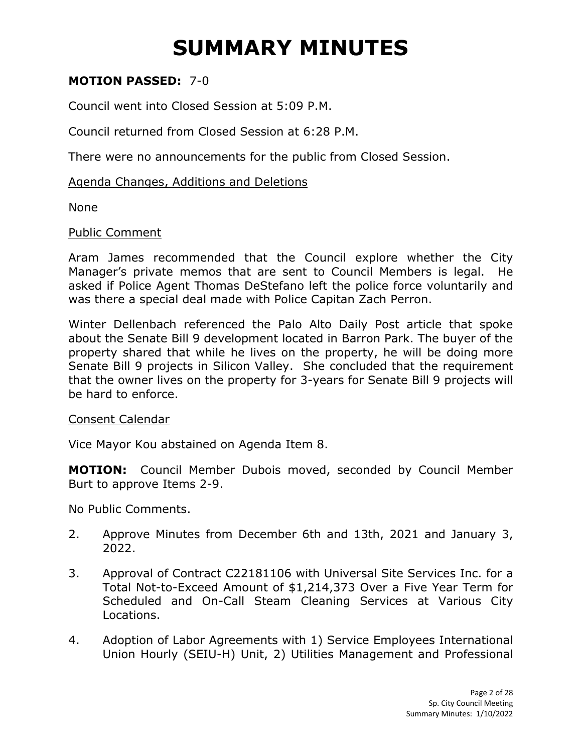# SUMMARY MINUTES

**MOTION PASSED:** 7-0

Council went into Closed Session at 5:09 P.M.

Council returned from Closed Session at 6:28 P.M.

There were no announcements for the public from Closed Session.

Agenda Changes, Additions and Deletions

None

Public Comment

Aram James recommended that the Council explore whether the City Manager's private memos that are sent to Council Members is legal. He asked if Police Agent Thomas DeStefano left the police force voluntarily and was there a special deal made with Police Capitan Zach Perron.

Winter Dellenbach referenced the Palo Alto Daily Post article that spoke about the Senate Bill 9 development located in Barron Park. The buyer of the property shared that while he lives on the property, he will be doing more Senate Bill 9 projects in Silicon Valley. She concluded that the requirement that the owner lives on the property for 3-years for Senate Bill 9 projects will be hard to enforce.

Consent Calendar

Vice Mayor Kou abstained on Agenda Item 8.

**MOTION:** Council Member Dubois moved, seconded by Council Member Burt to approve Items 2-9.

No Public Comments.

2. Approve Minutes from December 6th and 13th, 2021 and January 3, 2022.

3. Approval of Contract C22181106 with Universal Site Services Inc. for a Total Not-to-Exceed Amount of $1,214,373 Over a Five Year Term for Scheduled and On-Call Steam Cleaning Services at Various City Locations.

4. Adoption of Labor Agreements with 1) Service Employees International Union Hourly (SEIU-H) Unit, 2) Utilities Management and Professional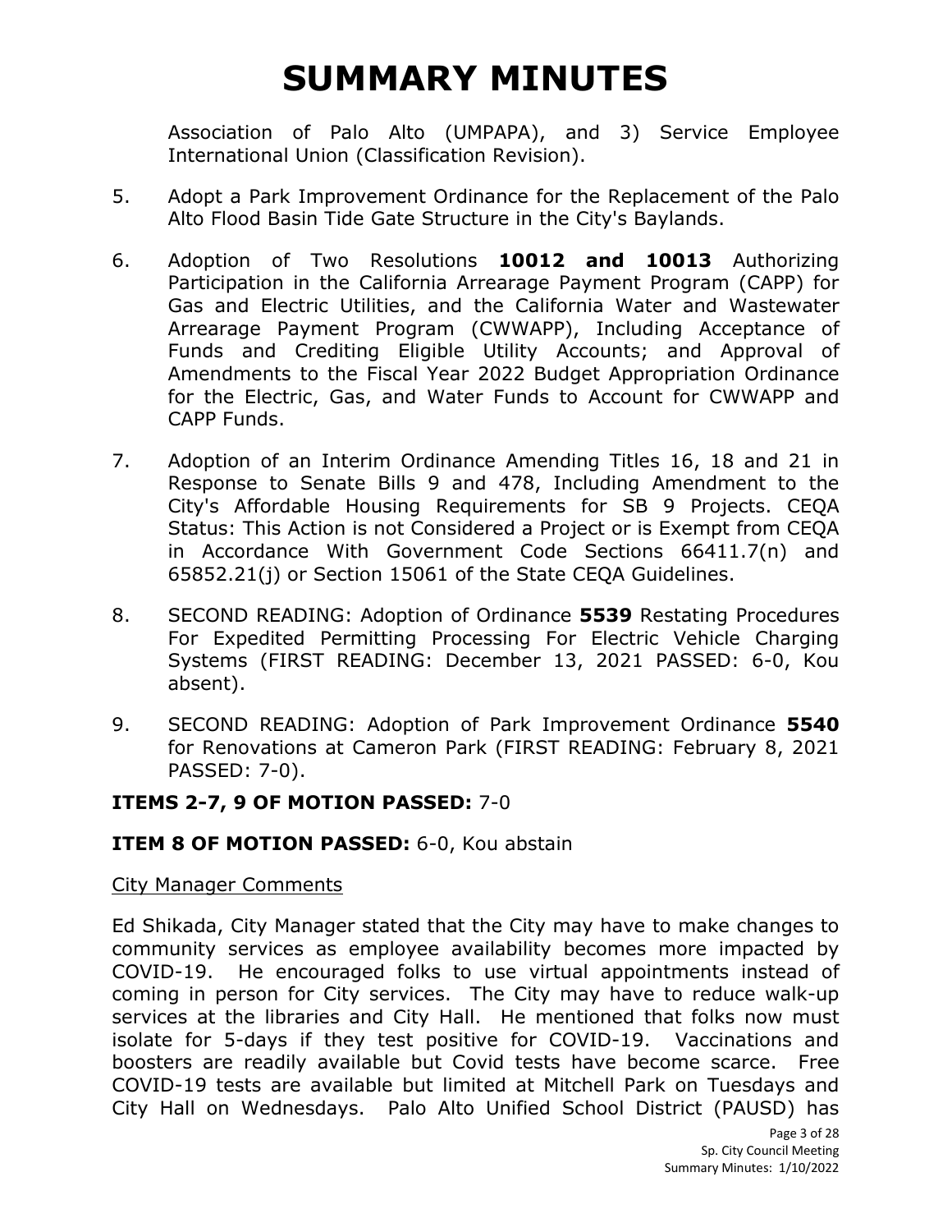Association of Palo Alto (UMPAPA), and 3) Service Employee International Union (Classification Revision).

5. Adopt a Park Improvement Ordinance for the Replacement of the Palo Alto Flood Basin Tide Gate Structure in the City's Baylands.

6. Adoption of Two Resolutions **10012 and 10013** Authorizing Participation in the California Arrearage Payment Program (CAPP) for Gas and Electric Utilities, and the California Water and Wastewater Arrearage Payment Program (CWWAPP), Including Acceptance of Funds and Crediting Eligible Utility Accounts; and Approval of Amendments to the Fiscal Year 2022 Budget Appropriation Ordinance for the Electric, Gas, and Water Funds to Account for CWWAPP and CAPP Funds.

7. Adoption of an Interim Ordinance Amending Titles 16, 18 and 21 in Response to Senate Bills 9 and 478, Including Amendment to the City's Affordable Housing Requirements for SB 9 Projects. CEQA Status: This Action is not Considered a Project or is Exempt from CEQA in Accordance With Government Code Sections 66411.7(n) and 65852.21(j) or Section 15061 of the State CEQA Guidelines.

8. SECOND READING: Adoption of Ordinance **5539** Restating Procedures For Expedited Permitting Processing For Electric Vehicle Charging Systems (FIRST READING: December 13, 2021 PASSED: 6-0, Kou absent).

9. SECOND READING: Adoption of Park Improvement Ordinance **5540** for Renovations at Cameron Park (FIRST READING: February 8, 2021 PASSED: 7-0).

**ITEMS 2-7, 9 OF MOTION PASSED:** 7-0

**ITEM 8 OF MOTION PASSED:** 6-0, Kou abstain

City Manager Comments

Ed Shikada, City Manager stated that the City may have to make changes to community services as employee availability becomes more impacted by COVID-19. He encouraged folks to use virtual appointments instead of coming in person for City services. The City may have to reduce walk-up services at the libraries and City Hall. He mentioned that folks now must isolate for 5-days if they test positive for COVID-19. Vaccinations and boosters are readily available but Covid tests have become scarce. Free COVID-19 tests are available but limited at Mitchell Park on Tuesdays and City Hall on Wednesdays. Palo Alto Unified School District (PAUSD) has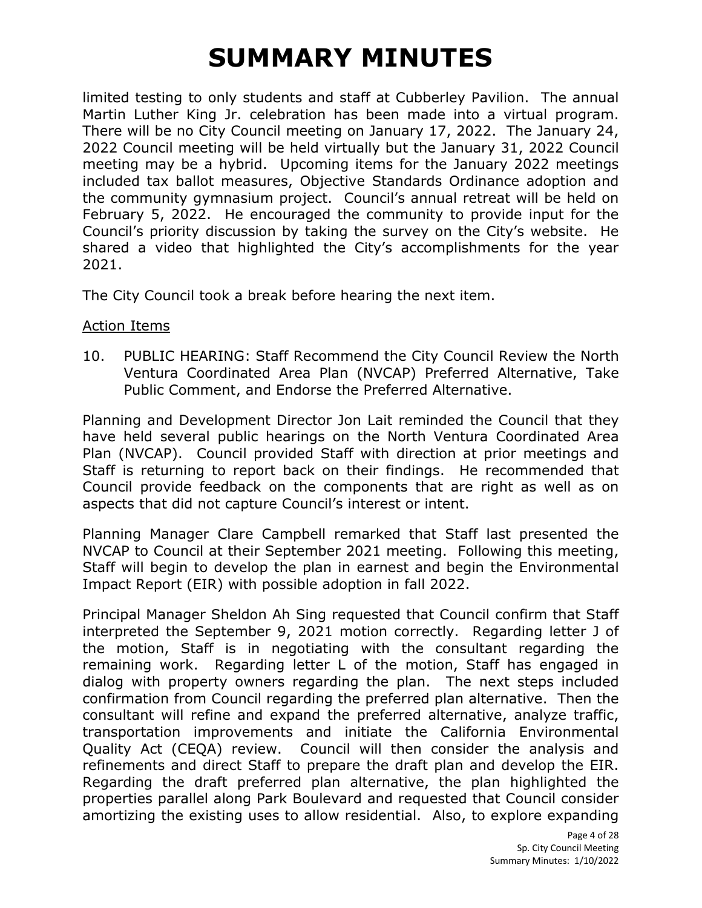limited testing to only students and staff at Cubberley Pavilion. The annual Martin Luther King Jr. celebration has been made into a virtual program. There will be no City Council meeting on January 17, 2022. The January 24, 2022 Council meeting will be held virtually but the January 31, 2022 Council meeting may be a hybrid. Upcoming items for the January 2022 meetings included tax ballot measures, Objective Standards Ordinance adoption and the community gymnasium project. Council's annual retreat will be held on February 5, 2022. He encouraged the community to provide input for the Council's priority discussion by taking the survey on the City's website. He shared a video that highlighted the City's accomplishments for the year 2021.

The City Council took a break before hearing the next item.

Action Items

10. PUBLIC HEARING: Staff Recommend the City Council Review the North Ventura Coordinated Area Plan (NVCAP) Preferred Alternative, Take Public Comment, and Endorse the Preferred Alternative.

Planning and Development Director Jon Lait reminded the Council that they have held several public hearings on the North Ventura Coordinated Area Plan (NVCAP). Council provided Staff with direction at prior meetings and Staff is returning to report back on their findings. He recommended that Council provide feedback on the components that are right as well as on aspects that did not capture Council's interest or intent.

Planning Manager Clare Campbell remarked that Staff last presented the NVCAP to Council at their September 2021 meeting. Following this meeting, Staff will begin to develop the plan in earnest and begin the Environmental Impact Report (EIR) with possible adoption in fall 2022.

Principal Manager Sheldon Ah Sing requested that Council confirm that Staff interpreted the September 9, 2021 motion correctly. Regarding letter J of the motion, Staff is in negotiating with the consultant regarding the remaining work. Regarding letter L of the motion, Staff has engaged in dialog with property owners regarding the plan. The next steps included confirmation from Council regarding the preferred plan alternative. Then the consultant will refine and expand the preferred alternative, analyze traffic, transportation improvements and initiate the California Environmental Quality Act (CEQA) review. Council will then consider the analysis and refinements and direct Staff to prepare the draft plan and develop the EIR. Regarding the draft preferred plan alternative, the plan highlighted the properties parallel along Park Boulevard and requested that Council consider amortizing the existing uses to allow residential. Also, to explore expanding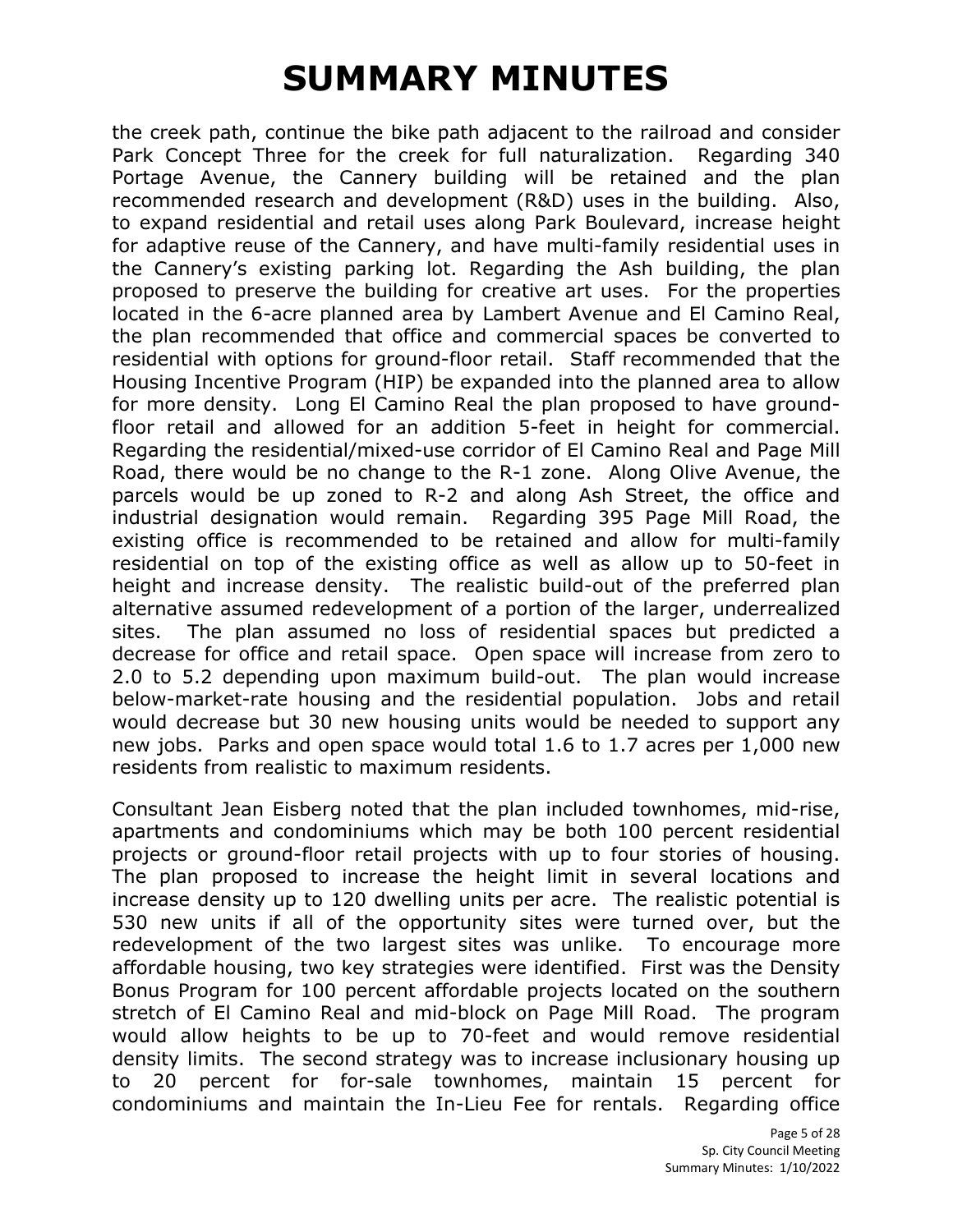# SUMMARY MINUTES

the creek path, continue the bike path adjacent to the railroad and consider Park Concept Three for the creek for full naturalization. Regarding 340 Portage Avenue, the Cannery building will be retained and the plan recommended research and development (R&D) uses in the building. Also, to expand residential and retail uses along Park Boulevard, increase height for adaptive reuse of the Cannery, and have multi-family residential uses in the Cannery's existing parking lot. Regarding the Ash building, the plan proposed to preserve the building for creative art uses. For the properties located in the 6-acre planned area by Lambert Avenue and El Camino Real, the plan recommended that office and commercial spaces be converted to residential with options for ground-floor retail. Staff recommended that the Housing Incentive Program (HIP) be expanded into the planned area to allow for more density. Long El Camino Real the plan proposed to have ground-floor retail and allowed for an addition 5-feet in height for commercial. Regarding the residential/mixed-use corridor of El Camino Real and Page Mill Road, there would be no change to the R-1 zone. Along Olive Avenue, the parcels would be up zoned to R-2 and along Ash Street, the office and industrial designation would remain. Regarding 395 Page Mill Road, the existing office is recommended to be retained and allow for multi-family residential on top of the existing office as well as allow up to 50-feet in height and increase density. The realistic build-out of the preferred plan alternative assumed redevelopment of a portion of the larger, underrealized sites. The plan assumed no loss of residential spaces but predicted a decrease for office and retail space. Open space will increase from zero to 2.0 to 5.2 depending upon maximum build-out. The plan would increase below-market-rate housing and the residential population. Jobs and retail would decrease but 30 new housing units would be needed to support any new jobs. Parks and open space would total 1.6 to 1.7 acres per 1,000 new residents from realistic to maximum residents.

Consultant Jean Eisberg noted that the plan included townhomes, mid-rise, apartments and condominiums which may be both 100 percent residential projects or ground-floor retail projects with up to four stories of housing. The plan proposed to increase the height limit in several locations and increase density up to 120 dwelling units per acre. The realistic potential is 530 new units if all of the opportunity sites were turned over, but the redevelopment of the two largest sites was unlike. To encourage more affordable housing, two key strategies were identified. First was the Density Bonus Program for 100 percent affordable projects located on the southern stretch of El Camino Real and mid-block on Page Mill Road. The program would allow heights to be up to 70-feet and would remove residential density limits. The second strategy was to increase inclusionary housing up to 20 percent for for-sale townhomes, maintain 15 percent for condominiums and maintain the In-Lieu Fee for rentals. Regarding office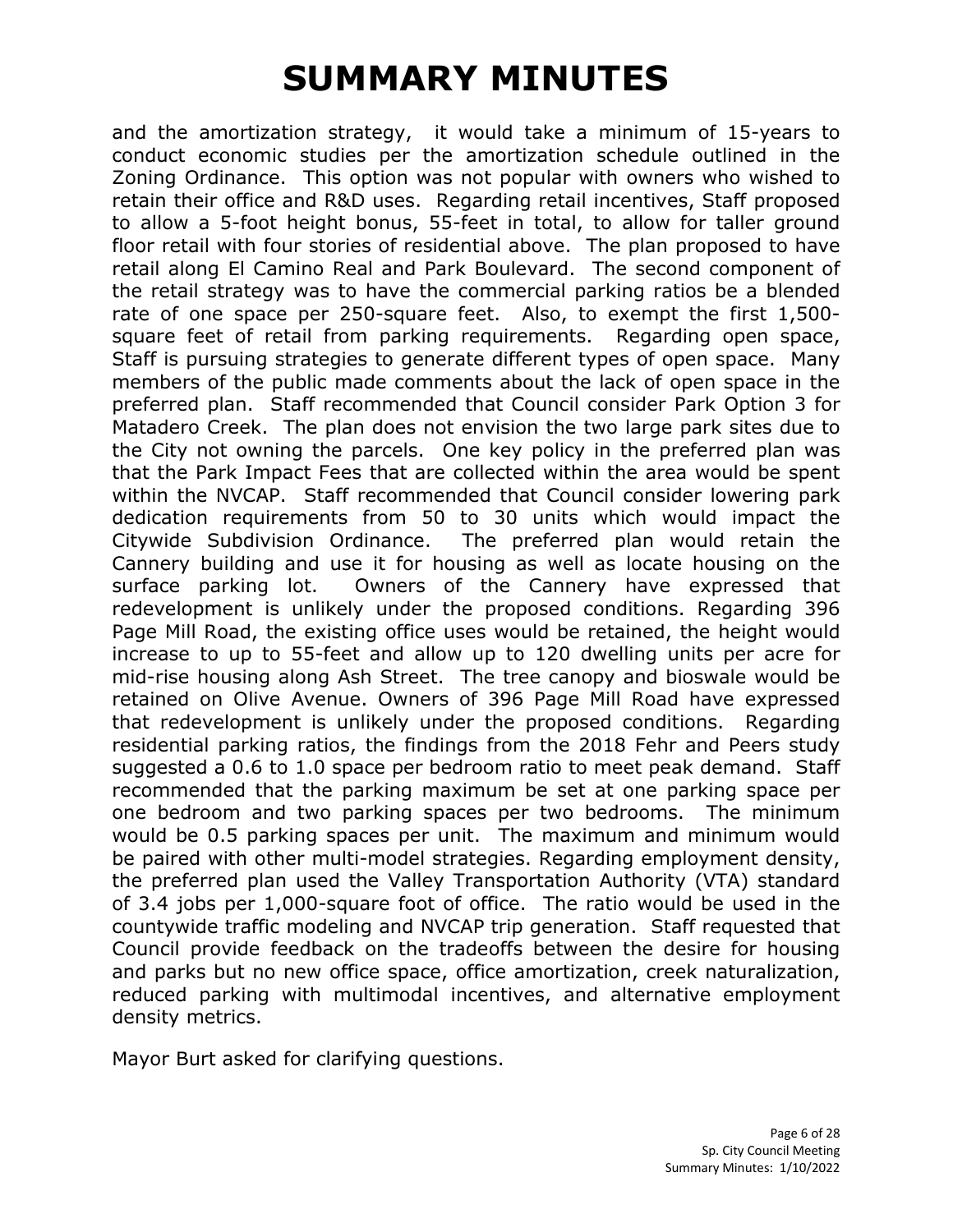and the amortization strategy, it would take a minimum of 15-years to conduct economic studies per the amortization schedule outlined in the Zoning Ordinance. This option was not popular with owners who wished to retain their office and R&D uses. Regarding retail incentives, Staff proposed to allow a 5-foot height bonus, 55-feet in total, to allow for taller ground floor retail with four stories of residential above. The plan proposed to have retail along El Camino Real and Park Boulevard. The second component of the retail strategy was to have the commercial parking ratios be a blended rate of one space per 250-square feet. Also, to exempt the first 1,500-square feet of retail from parking requirements. Regarding open space, Staff is pursuing strategies to generate different types of open space. Many members of the public made comments about the lack of open space in the preferred plan. Staff recommended that Council consider Park Option 3 for Matadero Creek. The plan does not envision the two large park sites due to the City not owning the parcels. One key policy in the preferred plan was that the Park Impact Fees that are collected within the area would be spent within the NVCAP. Staff recommended that Council consider lowering park dedication requirements from 50 to 30 units which would impact the Citywide Subdivision Ordinance. The preferred plan would retain the Cannery building and use it for housing as well as locate housing on the surface parking lot. Owners of the Cannery have expressed that redevelopment is unlikely under the proposed conditions. Regarding 396 Page Mill Road, the existing office uses would be retained, the height would increase to up to 55-feet and allow up to 120 dwelling units per acre for mid-rise housing along Ash Street. The tree canopy and bioswale would be retained on Olive Avenue. Owners of 396 Page Mill Road have expressed that redevelopment is unlikely under the proposed conditions. Regarding residential parking ratios, the findings from the 2018 Fehr and Peers study suggested a 0.6 to 1.0 space per bedroom ratio to meet peak demand. Staff recommended that the parking maximum be set at one parking space per one bedroom and two parking spaces per two bedrooms. The minimum would be 0.5 parking spaces per unit. The maximum and minimum would be paired with other multi-model strategies. Regarding employment density, the preferred plan used the Valley Transportation Authority (VTA) standard of 3.4 jobs per 1,000-square foot of office. The ratio would be used in the countywide traffic modeling and NVCAP trip generation. Staff requested that Council provide feedback on the tradeoffs between the desire for housing and parks but no new office space, office amortization, creek naturalization, reduced parking with multimodal incentives, and alternative employment density metrics.

Mayor Burt asked for clarifying questions.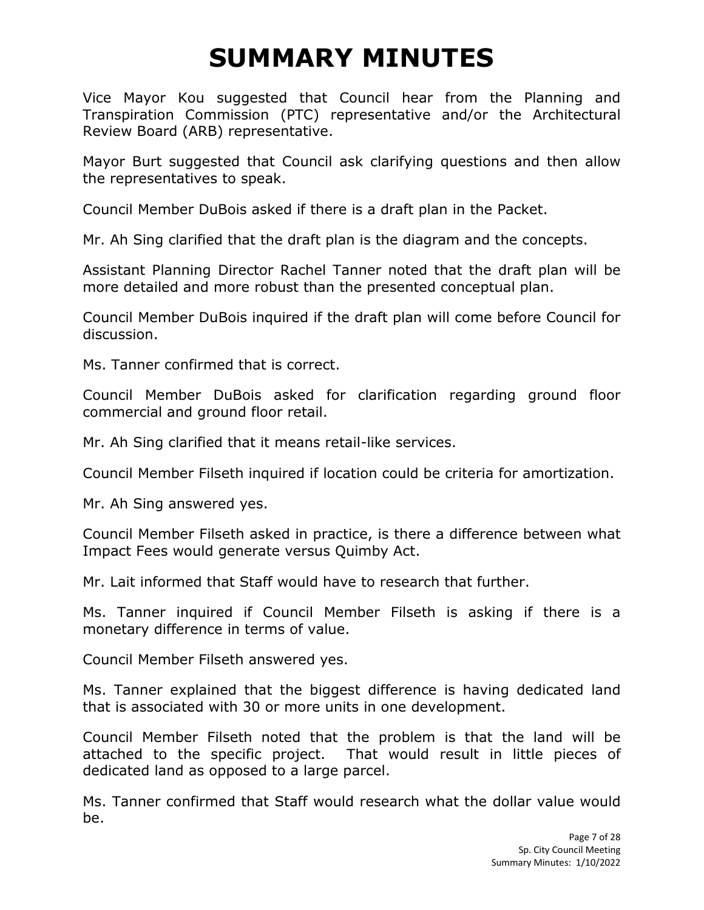# SUMMARY MINUTES

Vice Mayor Kou suggested that Council hear from the Planning and Transpiration Commission (PTC) representative and/or the Architectural Review Board (ARB) representative.

Mayor Burt suggested that Council ask clarifying questions and then allow the representatives to speak.

Council Member DuBois asked if there is a draft plan in the Packet.

Mr. Ah Sing clarified that the draft plan is the diagram and the concepts.

Assistant Planning Director Rachel Tanner noted that the draft plan will be more detailed and more robust than the presented conceptual plan.

Council Member DuBois inquired if the draft plan will come before Council for discussion.

Ms. Tanner confirmed that is correct.

Council Member DuBois asked for clarification regarding ground floor commercial and ground floor retail.

Mr. Ah Sing clarified that it means retail-like services.

Council Member Filseth inquired if location could be criteria for amortization.

Mr. Ah Sing answered yes.

Council Member Filseth asked in practice, is there a difference between what Impact Fees would generate versus Quimby Act.

Mr. Lait informed that Staff would have to research that further.

Ms. Tanner inquired if Council Member Filseth is asking if there is a monetary difference in terms of value.

Council Member Filseth answered yes.

Ms. Tanner explained that the biggest difference is having dedicated land that is associated with 30 or more units in one development.

Council Member Filseth noted that the problem is that the land will be attached to the specific project. That would result in little pieces of dedicated land as opposed to a large parcel.

Ms. Tanner confirmed that Staff would research what the dollar value would be.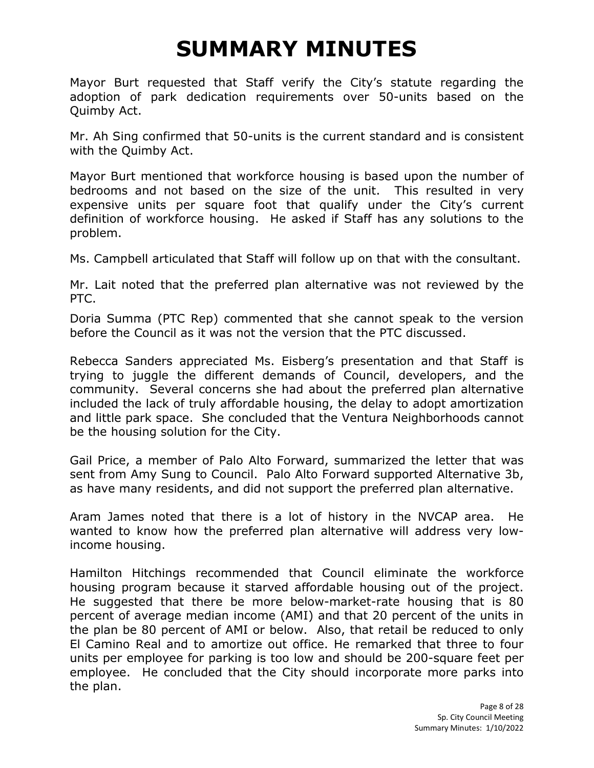# SUMMARY MINUTES

Mayor Burt requested that Staff verify the City's statute regarding the adoption of park dedication requirements over 50-units based on the Quimby Act.

Mr. Ah Sing confirmed that 50-units is the current standard and is consistent with the Quimby Act.

Mayor Burt mentioned that workforce housing is based upon the number of bedrooms and not based on the size of the unit. This resulted in very expensive units per square foot that qualify under the City's current definition of workforce housing. He asked if Staff has any solutions to the problem.

Ms. Campbell articulated that Staff will follow up on that with the consultant.

Mr. Lait noted that the preferred plan alternative was not reviewed by the PTC.

Doria Summa (PTC Rep) commented that she cannot speak to the version before the Council as it was not the version that the PTC discussed.

Rebecca Sanders appreciated Ms. Eisberg's presentation and that Staff is trying to juggle the different demands of Council, developers, and the community. Several concerns she had about the preferred plan alternative included the lack of truly affordable housing, the delay to adopt amortization and little park space. She concluded that the Ventura Neighborhoods cannot be the housing solution for the City.

Gail Price, a member of Palo Alto Forward, summarized the letter that was sent from Amy Sung to Council. Palo Alto Forward supported Alternative 3b, as have many residents, and did not support the preferred plan alternative.

Aram James noted that there is a lot of history in the NVCAP area. He wanted to know how the preferred plan alternative will address very low-income housing.

Hamilton Hitchings recommended that Council eliminate the workforce housing program because it starved affordable housing out of the project. He suggested that there be more below-market-rate housing that is 80 percent of average median income (AMI) and that 20 percent of the units in the plan be 80 percent of AMI or below. Also, that retail be reduced to only El Camino Real and to amortize out office. He remarked that three to four units per employee for parking is too low and should be 200-square feet per employee. He concluded that the City should incorporate more parks into the plan.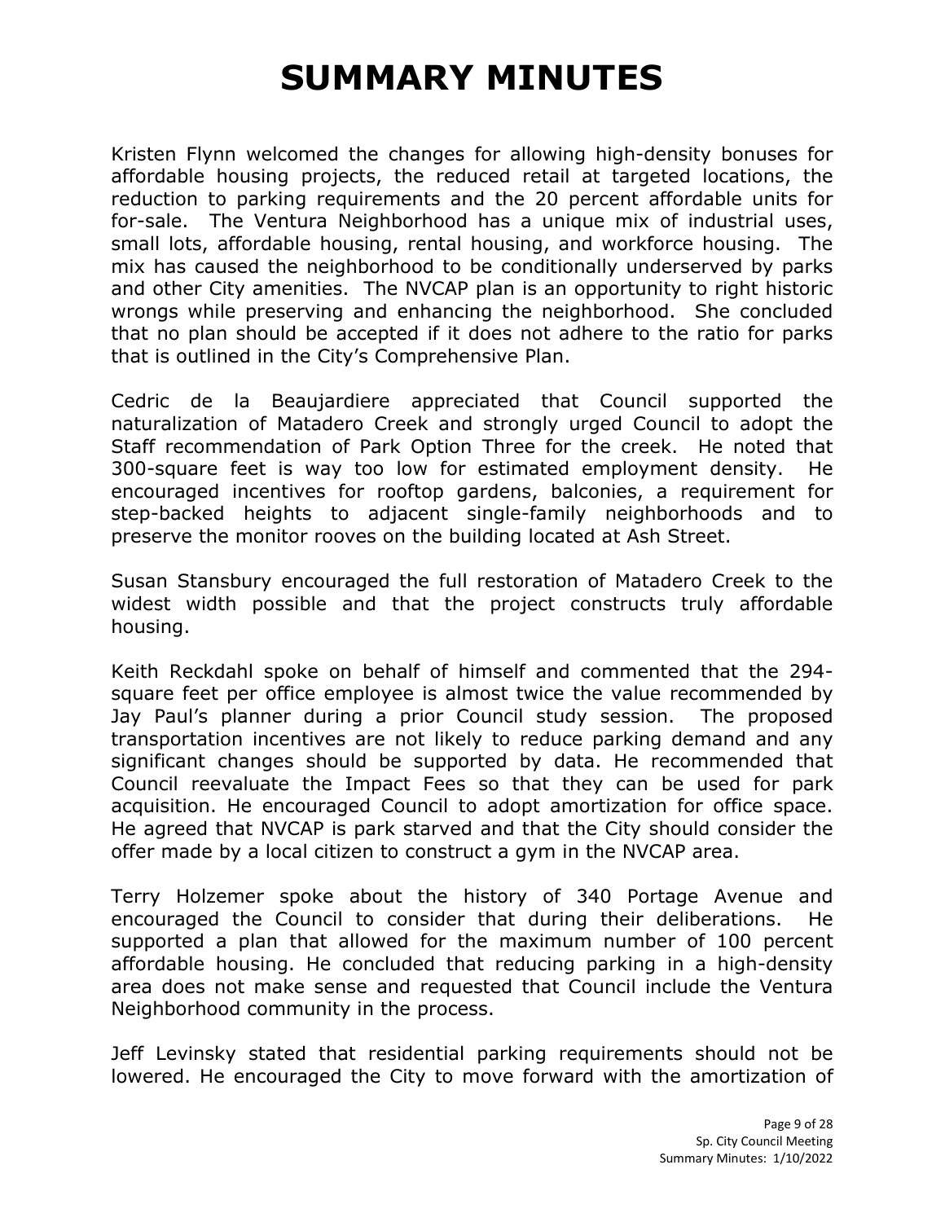# SUMMARY MINUTES

Kristen Flynn welcomed the changes for allowing high-density bonuses for affordable housing projects, the reduced retail at targeted locations, the reduction to parking requirements and the 20 percent affordable units for for-sale. The Ventura Neighborhood has a unique mix of industrial uses, small lots, affordable housing, rental housing, and workforce housing. The mix has caused the neighborhood to be conditionally underserved by parks and other City amenities. The NVCAP plan is an opportunity to right historic wrongs while preserving and enhancing the neighborhood. She concluded that no plan should be accepted if it does not adhere to the ratio for parks that is outlined in the City's Comprehensive Plan.

Cedric de la Beaujardiere appreciated that Council supported the naturalization of Matadero Creek and strongly urged Council to adopt the Staff recommendation of Park Option Three for the creek. He noted that 300-square feet is way too low for estimated employment density. He encouraged incentives for rooftop gardens, balconies, a requirement for step-backed heights to adjacent single-family neighborhoods and to preserve the monitor rooves on the building located at Ash Street.

Susan Stansbury encouraged the full restoration of Matadero Creek to the widest width possible and that the project constructs truly affordable housing.

Keith Reckdahl spoke on behalf of himself and commented that the 294-square feet per office employee is almost twice the value recommended by Jay Paul's planner during a prior Council study session. The proposed transportation incentives are not likely to reduce parking demand and any significant changes should be supported by data. He recommended that Council reevaluate the Impact Fees so that they can be used for park acquisition. He encouraged Council to adopt amortization for office space. He agreed that NVCAP is park starved and that the City should consider the offer made by a local citizen to construct a gym in the NVCAP area.

Terry Holzemer spoke about the history of 340 Portage Avenue and encouraged the Council to consider that during their deliberations. He supported a plan that allowed for the maximum number of 100 percent affordable housing. He concluded that reducing parking in a high-density area does not make sense and requested that Council include the Ventura Neighborhood community in the process.

Jeff Levinsky stated that residential parking requirements should not be lowered. He encouraged the City to move forward with the amortization of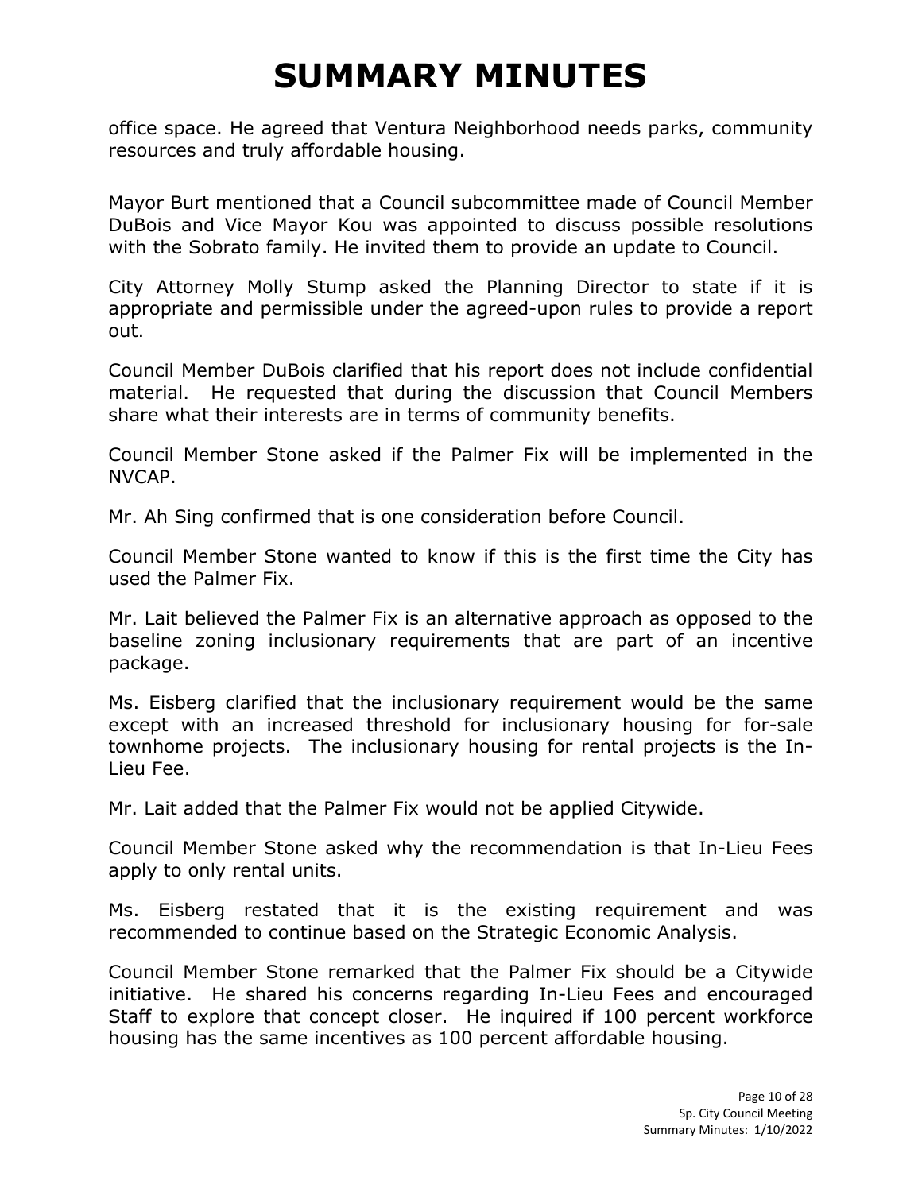office space. He agreed that Ventura Neighborhood needs parks, community resources and truly affordable housing.

Mayor Burt mentioned that a Council subcommittee made of Council Member DuBois and Vice Mayor Kou was appointed to discuss possible resolutions with the Sobrato family. He invited them to provide an update to Council.

City Attorney Molly Stump asked the Planning Director to state if it is appropriate and permissible under the agreed-upon rules to provide a report out.

Council Member DuBois clarified that his report does not include confidential material. He requested that during the discussion that Council Members share what their interests are in terms of community benefits.

Council Member Stone asked if the Palmer Fix will be implemented in the NVCAP.

Mr. Ah Sing confirmed that is one consideration before Council.

Council Member Stone wanted to know if this is the first time the City has used the Palmer Fix.

Mr. Lait believed the Palmer Fix is an alternative approach as opposed to the baseline zoning inclusionary requirements that are part of an incentive package.

Ms. Eisberg clarified that the inclusionary requirement would be the same except with an increased threshold for inclusionary housing for for-sale townhome projects. The inclusionary housing for rental projects is the In-Lieu Fee.

Mr. Lait added that the Palmer Fix would not be applied Citywide.

Council Member Stone asked why the recommendation is that In-Lieu Fees apply to only rental units.

Ms. Eisberg restated that it is the existing requirement and was recommended to continue based on the Strategic Economic Analysis.

Council Member Stone remarked that the Palmer Fix should be a Citywide initiative. He shared his concerns regarding In-Lieu Fees and encouraged Staff to explore that concept closer. He inquired if 100 percent workforce housing has the same incentives as 100 percent affordable housing.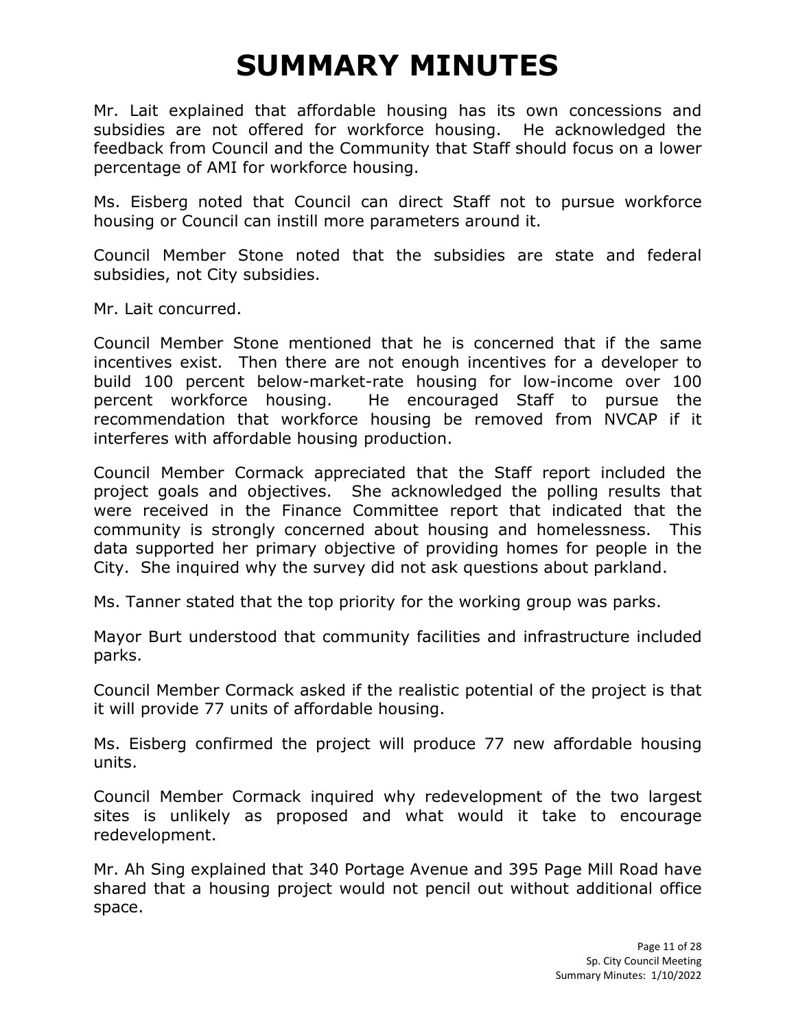# SUMMARY MINUTES

Mr. Lait explained that affordable housing has its own concessions and subsidies are not offered for workforce housing. He acknowledged the feedback from Council and the Community that Staff should focus on a lower percentage of AMI for workforce housing.

Ms. Eisberg noted that Council can direct Staff not to pursue workforce housing or Council can instill more parameters around it.

Council Member Stone noted that the subsidies are state and federal subsidies, not City subsidies.

Mr. Lait concurred.

Council Member Stone mentioned that he is concerned that if the same incentives exist. Then there are not enough incentives for a developer to build 100 percent below-market-rate housing for low-income over 100 percent workforce housing. He encouraged Staff to pursue the recommendation that workforce housing be removed from NVCAP if it interferes with affordable housing production.

Council Member Cormack appreciated that the Staff report included the project goals and objectives. She acknowledged the polling results that were received in the Finance Committee report that indicated that the community is strongly concerned about housing and homelessness. This data supported her primary objective of providing homes for people in the City. She inquired why the survey did not ask questions about parkland.

Ms. Tanner stated that the top priority for the working group was parks.

Mayor Burt understood that community facilities and infrastructure included parks.

Council Member Cormack asked if the realistic potential of the project is that it will provide 77 units of affordable housing.

Ms. Eisberg confirmed the project will produce 77 new affordable housing units.

Council Member Cormack inquired why redevelopment of the two largest sites is unlikely as proposed and what would it take to encourage redevelopment.

Mr. Ah Sing explained that 340 Portage Avenue and 395 Page Mill Road have shared that a housing project would not pencil out without additional office space.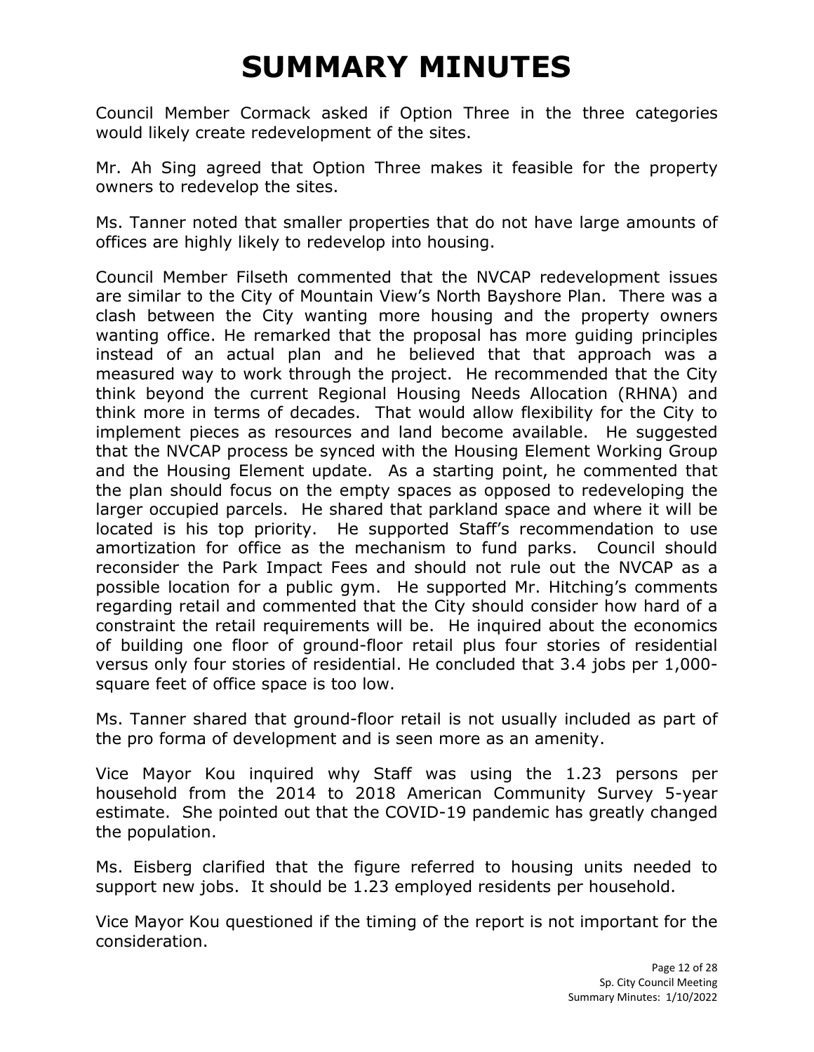# SUMMARY MINUTES

Council Member Cormack asked if Option Three in the three categories would likely create redevelopment of the sites.

Mr. Ah Sing agreed that Option Three makes it feasible for the property owners to redevelop the sites.

Ms. Tanner noted that smaller properties that do not have large amounts of offices are highly likely to redevelop into housing.

Council Member Filseth commented that the NVCAP redevelopment issues are similar to the City of Mountain View's North Bayshore Plan. There was a clash between the City wanting more housing and the property owners wanting office. He remarked that the proposal has more guiding principles instead of an actual plan and he believed that that approach was a measured way to work through the project. He recommended that the City think beyond the current Regional Housing Needs Allocation (RHNA) and think more in terms of decades. That would allow flexibility for the City to implement pieces as resources and land become available. He suggested that the NVCAP process be synced with the Housing Element Working Group and the Housing Element update. As a starting point, he commented that the plan should focus on the empty spaces as opposed to redeveloping the larger occupied parcels. He shared that parkland space and where it will be located is his top priority. He supported Staff's recommendation to use amortization for office as the mechanism to fund parks. Council should reconsider the Park Impact Fees and should not rule out the NVCAP as a possible location for a public gym. He supported Mr. Hitching's comments regarding retail and commented that the City should consider how hard of a constraint the retail requirements will be. He inquired about the economics of building one floor of ground-floor retail plus four stories of residential versus only four stories of residential. He concluded that 3.4 jobs per 1,000-square feet of office space is too low.

Ms. Tanner shared that ground-floor retail is not usually included as part of the pro forma of development and is seen more as an amenity.

Vice Mayor Kou inquired why Staff was using the 1.23 persons per household from the 2014 to 2018 American Community Survey 5-year estimate. She pointed out that the COVID-19 pandemic has greatly changed the population.

Ms. Eisberg clarified that the figure referred to housing units needed to support new jobs. It should be 1.23 employed residents per household.

Vice Mayor Kou questioned if the timing of the report is not important for the consideration.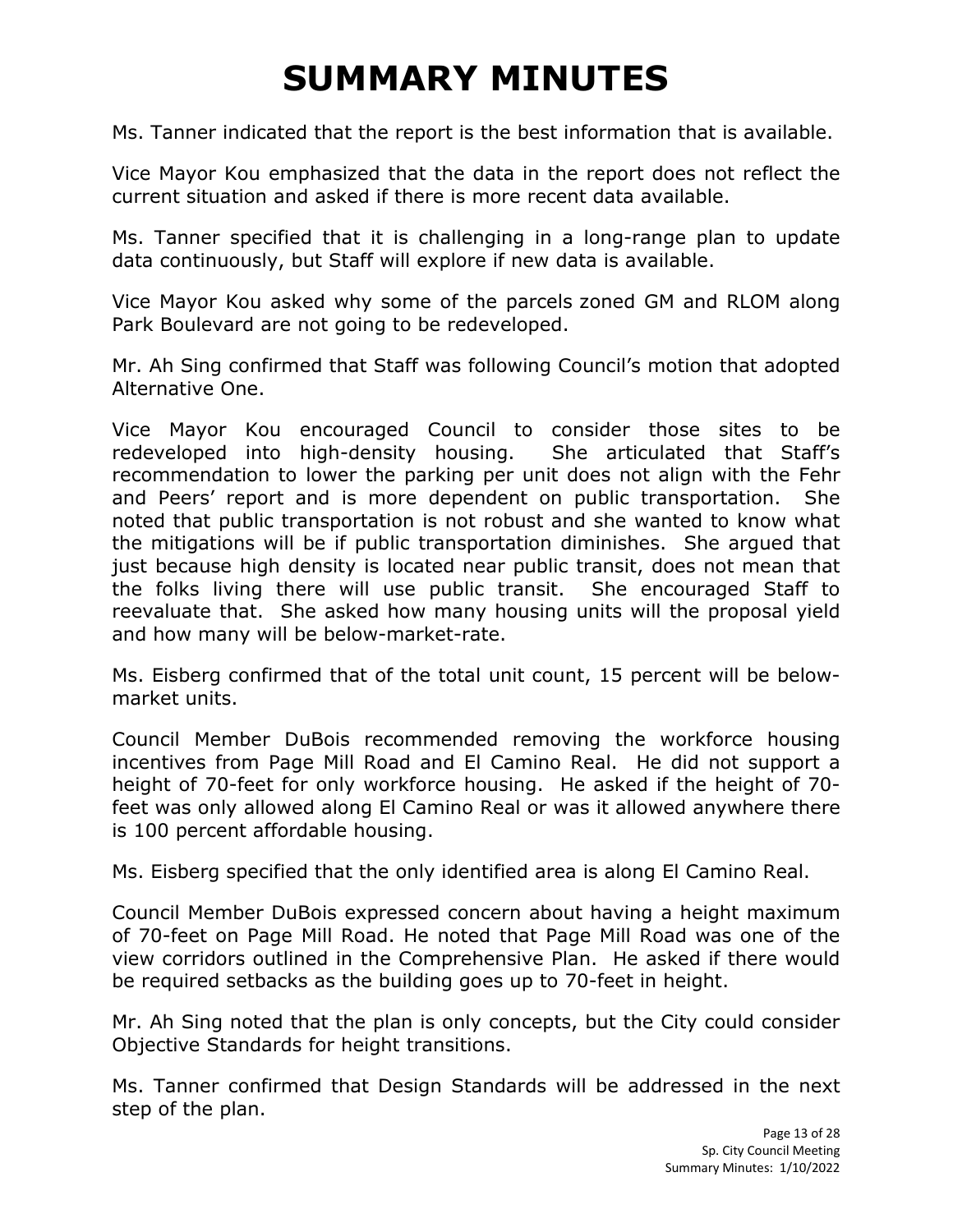# SUMMARY MINUTES

Ms. Tanner indicated that the report is the best information that is available.

Vice Mayor Kou emphasized that the data in the report does not reflect the current situation and asked if there is more recent data available.

Ms. Tanner specified that it is challenging in a long-range plan to update data continuously, but Staff will explore if new data is available.

Vice Mayor Kou asked why some of the parcels zoned GM and RLOM along Park Boulevard are not going to be redeveloped.

Mr. Ah Sing confirmed that Staff was following Council's motion that adopted Alternative One.

Vice Mayor Kou encouraged Council to consider those sites to be redeveloped into high-density housing. She articulated that Staff's recommendation to lower the parking per unit does not align with the Fehr and Peers' report and is more dependent on public transportation. She noted that public transportation is not robust and she wanted to know what the mitigations will be if public transportation diminishes. She argued that just because high density is located near public transit, does not mean that the folks living there will use public transit. She encouraged Staff to reevaluate that. She asked how many housing units will the proposal yield and how many will be below-market-rate.

Ms. Eisberg confirmed that of the total unit count, 15 percent will be below-market units.

Council Member DuBois recommended removing the workforce housing incentives from Page Mill Road and El Camino Real. He did not support a height of 70-feet for only workforce housing. He asked if the height of 70-feet was only allowed along El Camino Real or was it allowed anywhere there is 100 percent affordable housing.

Ms. Eisberg specified that the only identified area is along El Camino Real.

Council Member DuBois expressed concern about having a height maximum of 70-feet on Page Mill Road. He noted that Page Mill Road was one of the view corridors outlined in the Comprehensive Plan. He asked if there would be required setbacks as the building goes up to 70-feet in height.

Mr. Ah Sing noted that the plan is only concepts, but the City could consider Objective Standards for height transitions.

Ms. Tanner confirmed that Design Standards will be addressed in the next step of the plan.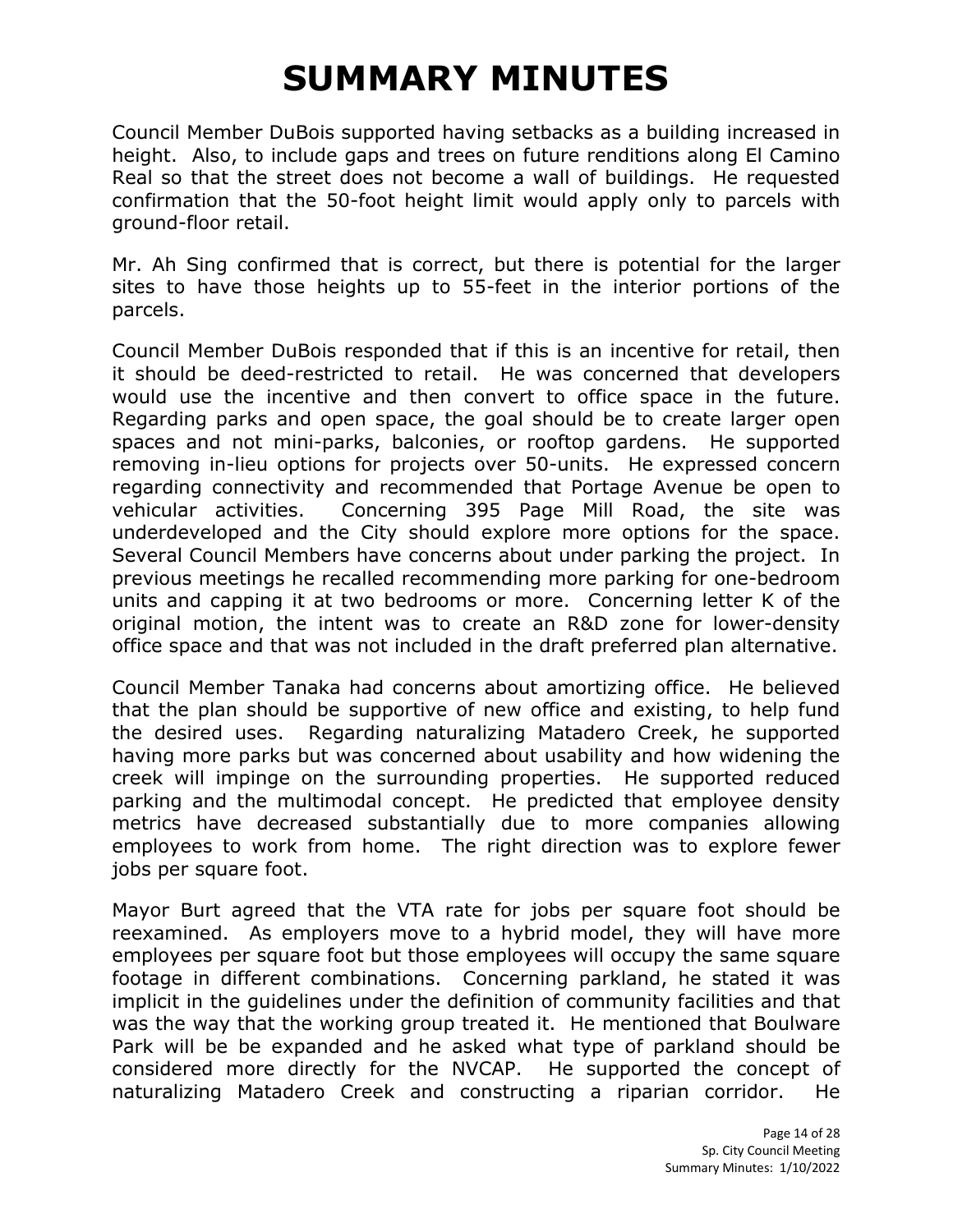# SUMMARY MINUTES

Council Member DuBois supported having setbacks as a building increased in height. Also, to include gaps and trees on future renditions along El Camino Real so that the street does not become a wall of buildings. He requested confirmation that the 50-foot height limit would apply only to parcels with ground-floor retail.

Mr. Ah Sing confirmed that is correct, but there is potential for the larger sites to have those heights up to 55-feet in the interior portions of the parcels.

Council Member DuBois responded that if this is an incentive for retail, then it should be deed-restricted to retail. He was concerned that developers would use the incentive and then convert to office space in the future. Regarding parks and open space, the goal should be to create larger open spaces and not mini-parks, balconies, or rooftop gardens. He supported removing in-lieu options for projects over 50-units. He expressed concern regarding connectivity and recommended that Portage Avenue be open to vehicular activities. Concerning 395 Page Mill Road, the site was underdeveloped and the City should explore more options for the space. Several Council Members have concerns about under parking the project. In previous meetings he recalled recommending more parking for one-bedroom units and capping it at two bedrooms or more. Concerning letter K of the original motion, the intent was to create an R&D zone for lower-density office space and that was not included in the draft preferred plan alternative.

Council Member Tanaka had concerns about amortizing office. He believed that the plan should be supportive of new office and existing, to help fund the desired uses. Regarding naturalizing Matadero Creek, he supported having more parks but was concerned about usability and how widening the creek will impinge on the surrounding properties. He supported reduced parking and the multimodal concept. He predicted that employee density metrics have decreased substantially due to more companies allowing employees to work from home. The right direction was to explore fewer jobs per square foot.

Mayor Burt agreed that the VTA rate for jobs per square foot should be reexamined. As employers move to a hybrid model, they will have more employees per square foot but those employees will occupy the same square footage in different combinations. Concerning parkland, he stated it was implicit in the guidelines under the definition of community facilities and that was the way that the working group treated it. He mentioned that Boulware Park will be be expanded and he asked what type of parkland should be considered more directly for the NVCAP. He supported the concept of naturalizing Matadero Creek and constructing a riparian corridor. He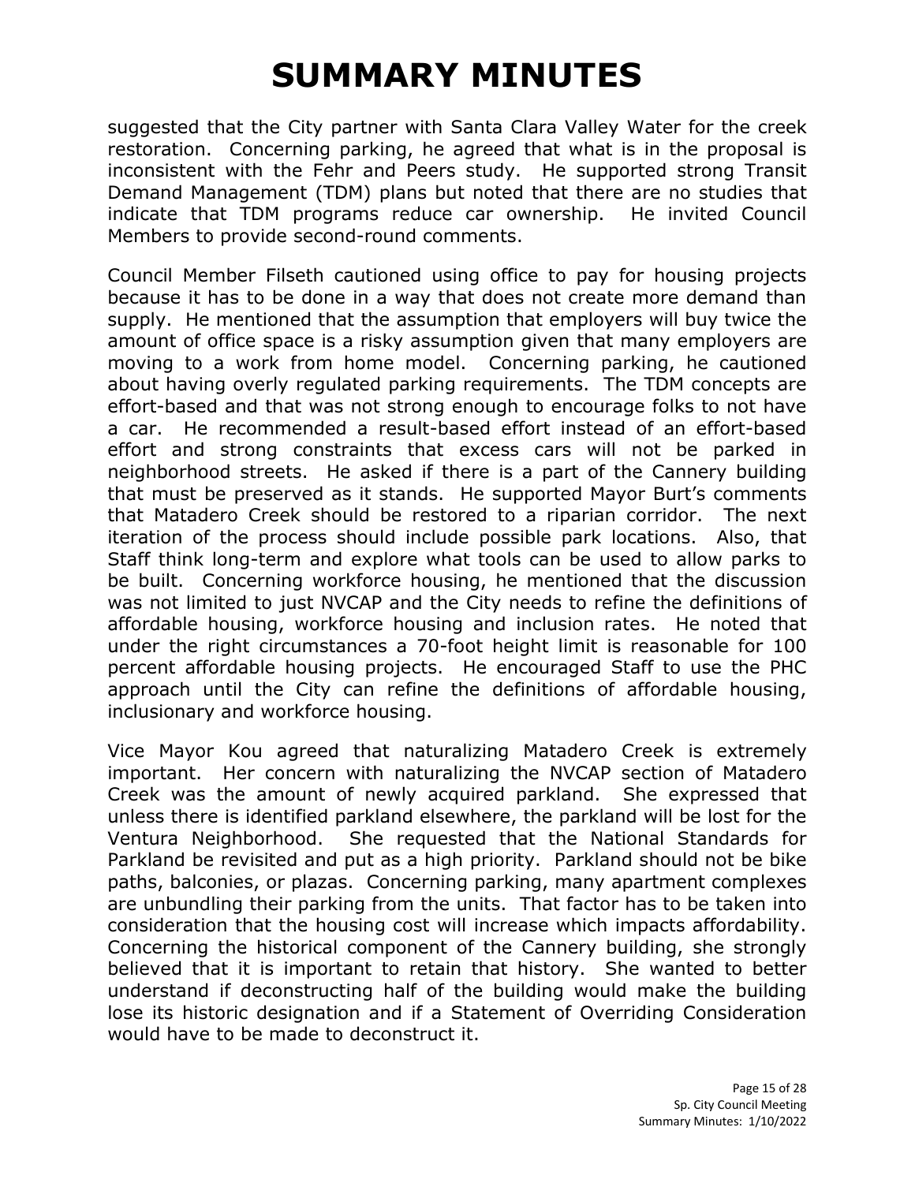# SUMMARY MINUTES

suggested that the City partner with Santa Clara Valley Water for the creek restoration. Concerning parking, he agreed that what is in the proposal is inconsistent with the Fehr and Peers study. He supported strong Transit Demand Management (TDM) plans but noted that there are no studies that indicate that TDM programs reduce car ownership. He invited Council Members to provide second-round comments.

Council Member Filseth cautioned using office to pay for housing projects because it has to be done in a way that does not create more demand than supply. He mentioned that the assumption that employers will buy twice the amount of office space is a risky assumption given that many employers are moving to a work from home model. Concerning parking, he cautioned about having overly regulated parking requirements. The TDM concepts are effort-based and that was not strong enough to encourage folks to not have a car. He recommended a result-based effort instead of an effort-based effort and strong constraints that excess cars will not be parked in neighborhood streets. He asked if there is a part of the Cannery building that must be preserved as it stands. He supported Mayor Burt's comments that Matadero Creek should be restored to a riparian corridor. The next iteration of the process should include possible park locations. Also, that Staff think long-term and explore what tools can be used to allow parks to be built. Concerning workforce housing, he mentioned that the discussion was not limited to just NVCAP and the City needs to refine the definitions of affordable housing, workforce housing and inclusion rates. He noted that under the right circumstances a 70-foot height limit is reasonable for 100 percent affordable housing projects. He encouraged Staff to use the PHC approach until the City can refine the definitions of affordable housing, inclusionary and workforce housing.

Vice Mayor Kou agreed that naturalizing Matadero Creek is extremely important. Her concern with naturalizing the NVCAP section of Matadero Creek was the amount of newly acquired parkland. She expressed that unless there is identified parkland elsewhere, the parkland will be lost for the Ventura Neighborhood. She requested that the National Standards for Parkland be revisited and put as a high priority. Parkland should not be bike paths, balconies, or plazas. Concerning parking, many apartment complexes are unbundling their parking from the units. That factor has to be taken into consideration that the housing cost will increase which impacts affordability. Concerning the historical component of the Cannery building, she strongly believed that it is important to retain that history. She wanted to better understand if deconstructing half of the building would make the building lose its historic designation and if a Statement of Overriding Consideration would have to be made to deconstruct it.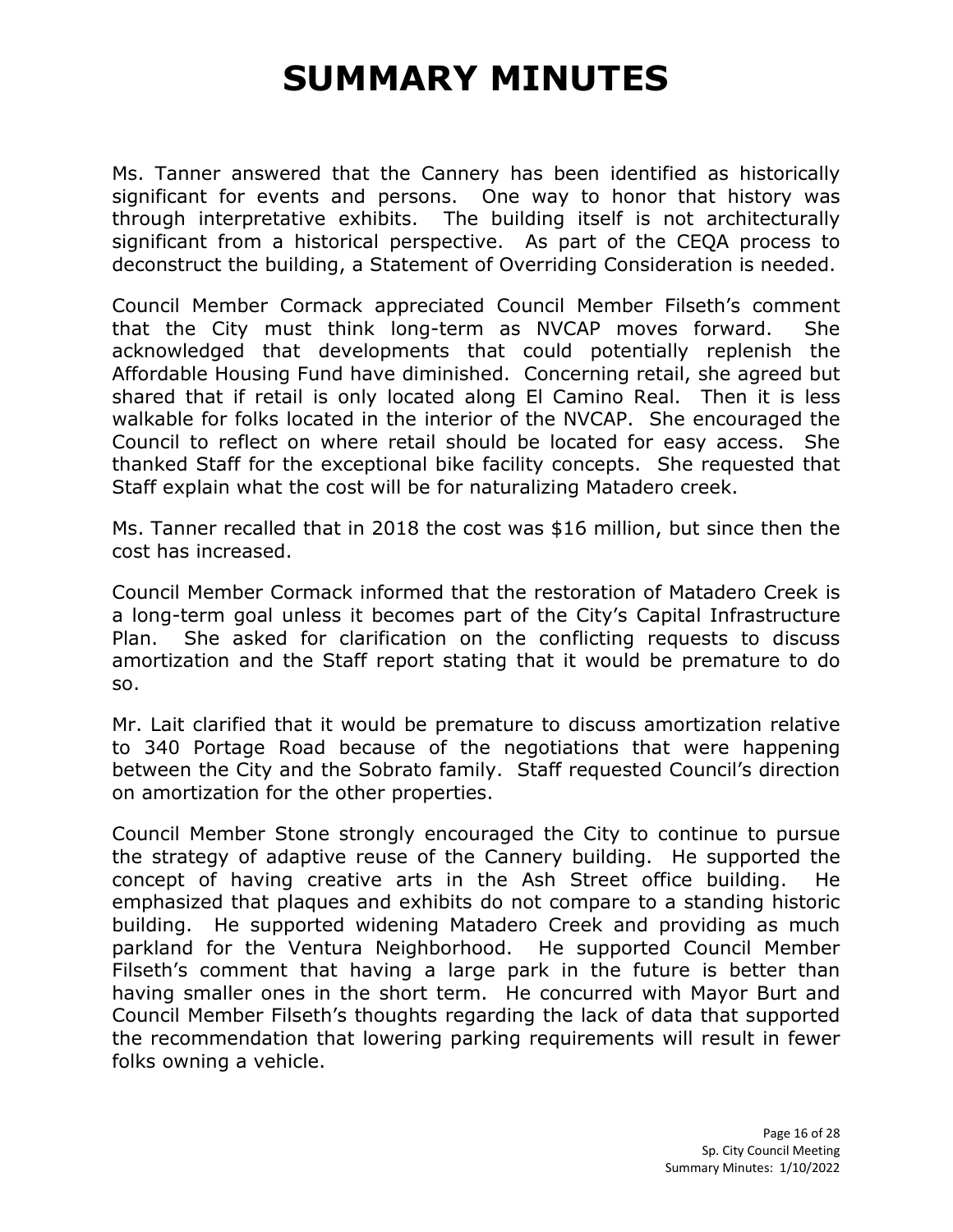# SUMMARY MINUTES

Ms. Tanner answered that the Cannery has been identified as historically significant for events and persons. One way to honor that history was through interpretative exhibits. The building itself is not architecturally significant from a historical perspective. As part of the CEQA process to deconstruct the building, a Statement of Overriding Consideration is needed.

Council Member Cormack appreciated Council Member Filseth's comment that the City must think long-term as NVCAP moves forward. She acknowledged that developments that could potentially replenish the Affordable Housing Fund have diminished. Concerning retail, she agreed but shared that if retail is only located along El Camino Real. Then it is less walkable for folks located in the interior of the NVCAP. She encouraged the Council to reflect on where retail should be located for easy access. She thanked Staff for the exceptional bike facility concepts. She requested that Staff explain what the cost will be for naturalizing Matadero creek.

Ms. Tanner recalled that in 2018 the cost was $16 million, but since then the cost has increased.

Council Member Cormack informed that the restoration of Matadero Creek is a long-term goal unless it becomes part of the City's Capital Infrastructure Plan. She asked for clarification on the conflicting requests to discuss amortization and the Staff report stating that it would be premature to do so.

Mr. Lait clarified that it would be premature to discuss amortization relative to 340 Portage Road because of the negotiations that were happening between the City and the Sobrato family. Staff requested Council's direction on amortization for the other properties.

Council Member Stone strongly encouraged the City to continue to pursue the strategy of adaptive reuse of the Cannery building. He supported the concept of having creative arts in the Ash Street office building. He emphasized that plaques and exhibits do not compare to a standing historic building. He supported widening Matadero Creek and providing as much parkland for the Ventura Neighborhood. He supported Council Member Filseth's comment that having a large park in the future is better than having smaller ones in the short term. He concurred with Mayor Burt and Council Member Filseth's thoughts regarding the lack of data that supported the recommendation that lowering parking requirements will result in fewer folks owning a vehicle.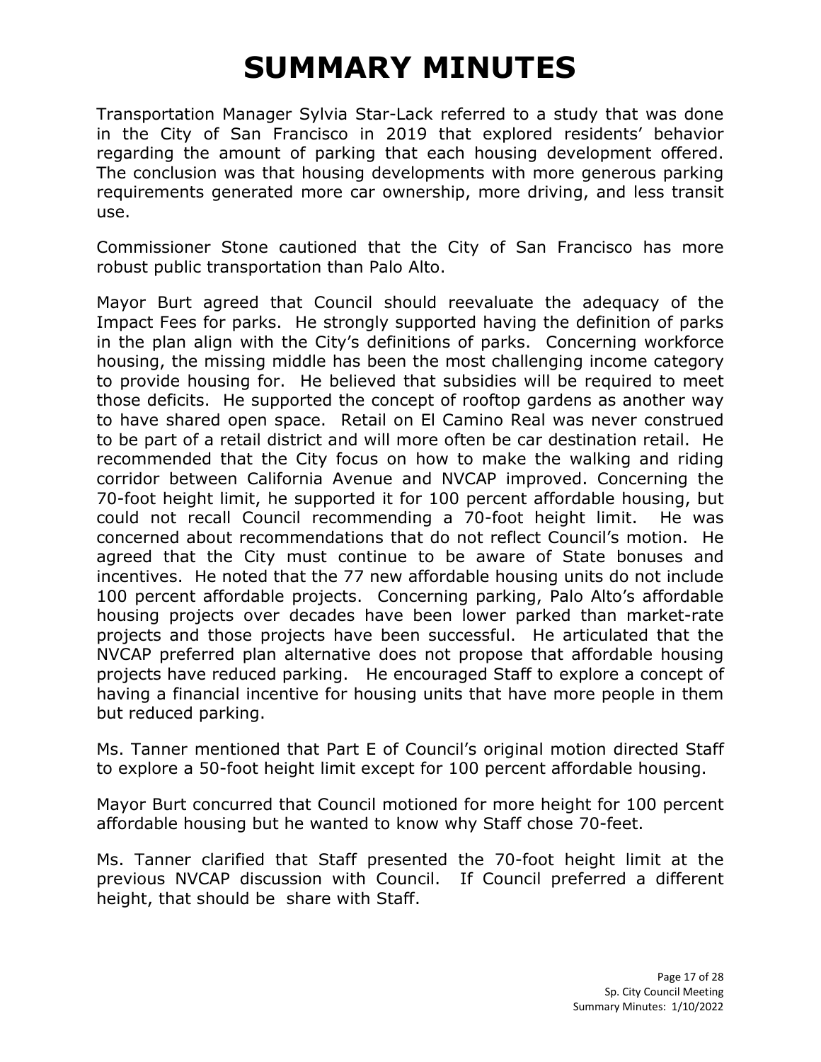# SUMMARY MINUTES

Transportation Manager Sylvia Star-Lack referred to a study that was done in the City of San Francisco in 2019 that explored residents' behavior regarding the amount of parking that each housing development offered. The conclusion was that housing developments with more generous parking requirements generated more car ownership, more driving, and less transit use.

Commissioner Stone cautioned that the City of San Francisco has more robust public transportation than Palo Alto.

Mayor Burt agreed that Council should reevaluate the adequacy of the Impact Fees for parks. He strongly supported having the definition of parks in the plan align with the City's definitions of parks. Concerning workforce housing, the missing middle has been the most challenging income category to provide housing for. He believed that subsidies will be required to meet those deficits. He supported the concept of rooftop gardens as another way to have shared open space. Retail on El Camino Real was never construed to be part of a retail district and will more often be car destination retail. He recommended that the City focus on how to make the walking and riding corridor between California Avenue and NVCAP improved. Concerning the 70-foot height limit, he supported it for 100 percent affordable housing, but could not recall Council recommending a 70-foot height limit. He was concerned about recommendations that do not reflect Council's motion. He agreed that the City must continue to be aware of State bonuses and incentives. He noted that the 77 new affordable housing units do not include 100 percent affordable projects. Concerning parking, Palo Alto's affordable housing projects over decades have been lower parked than market-rate projects and those projects have been successful. He articulated that the NVCAP preferred plan alternative does not propose that affordable housing projects have reduced parking. He encouraged Staff to explore a concept of having a financial incentive for housing units that have more people in them but reduced parking.

Ms. Tanner mentioned that Part E of Council's original motion directed Staff to explore a 50-foot height limit except for 100 percent affordable housing.

Mayor Burt concurred that Council motioned for more height for 100 percent affordable housing but he wanted to know why Staff chose 70-feet.

Ms. Tanner clarified that Staff presented the 70-foot height limit at the previous NVCAP discussion with Council. If Council preferred a different height, that should be share with Staff.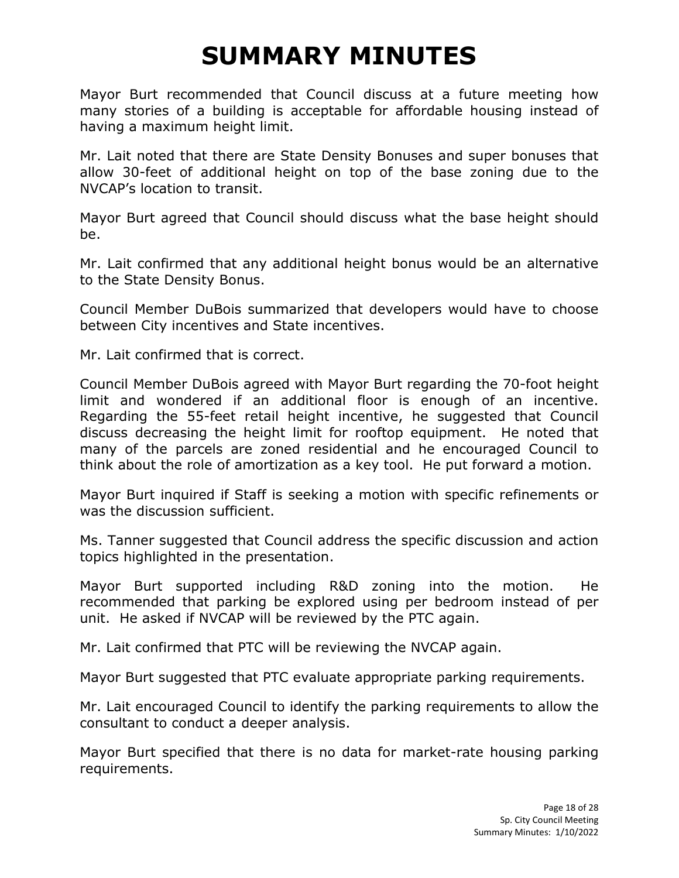# SUMMARY MINUTES

Mayor Burt recommended that Council discuss at a future meeting how many stories of a building is acceptable for affordable housing instead of having a maximum height limit.

Mr. Lait noted that there are State Density Bonuses and super bonuses that allow 30-feet of additional height on top of the base zoning due to the NVCAP's location to transit.

Mayor Burt agreed that Council should discuss what the base height should be.

Mr. Lait confirmed that any additional height bonus would be an alternative to the State Density Bonus.

Council Member DuBois summarized that developers would have to choose between City incentives and State incentives.

Mr. Lait confirmed that is correct.

Council Member DuBois agreed with Mayor Burt regarding the 70-foot height limit and wondered if an additional floor is enough of an incentive. Regarding the 55-feet retail height incentive, he suggested that Council discuss decreasing the height limit for rooftop equipment. He noted that many of the parcels are zoned residential and he encouraged Council to think about the role of amortization as a key tool. He put forward a motion.

Mayor Burt inquired if Staff is seeking a motion with specific refinements or was the discussion sufficient.

Ms. Tanner suggested that Council address the specific discussion and action topics highlighted in the presentation.

Mayor Burt supported including R&D zoning into the motion. He recommended that parking be explored using per bedroom instead of per unit. He asked if NVCAP will be reviewed by the PTC again.

Mr. Lait confirmed that PTC will be reviewing the NVCAP again.

Mayor Burt suggested that PTC evaluate appropriate parking requirements.

Mr. Lait encouraged Council to identify the parking requirements to allow the consultant to conduct a deeper analysis.

Mayor Burt specified that there is no data for market-rate housing parking requirements.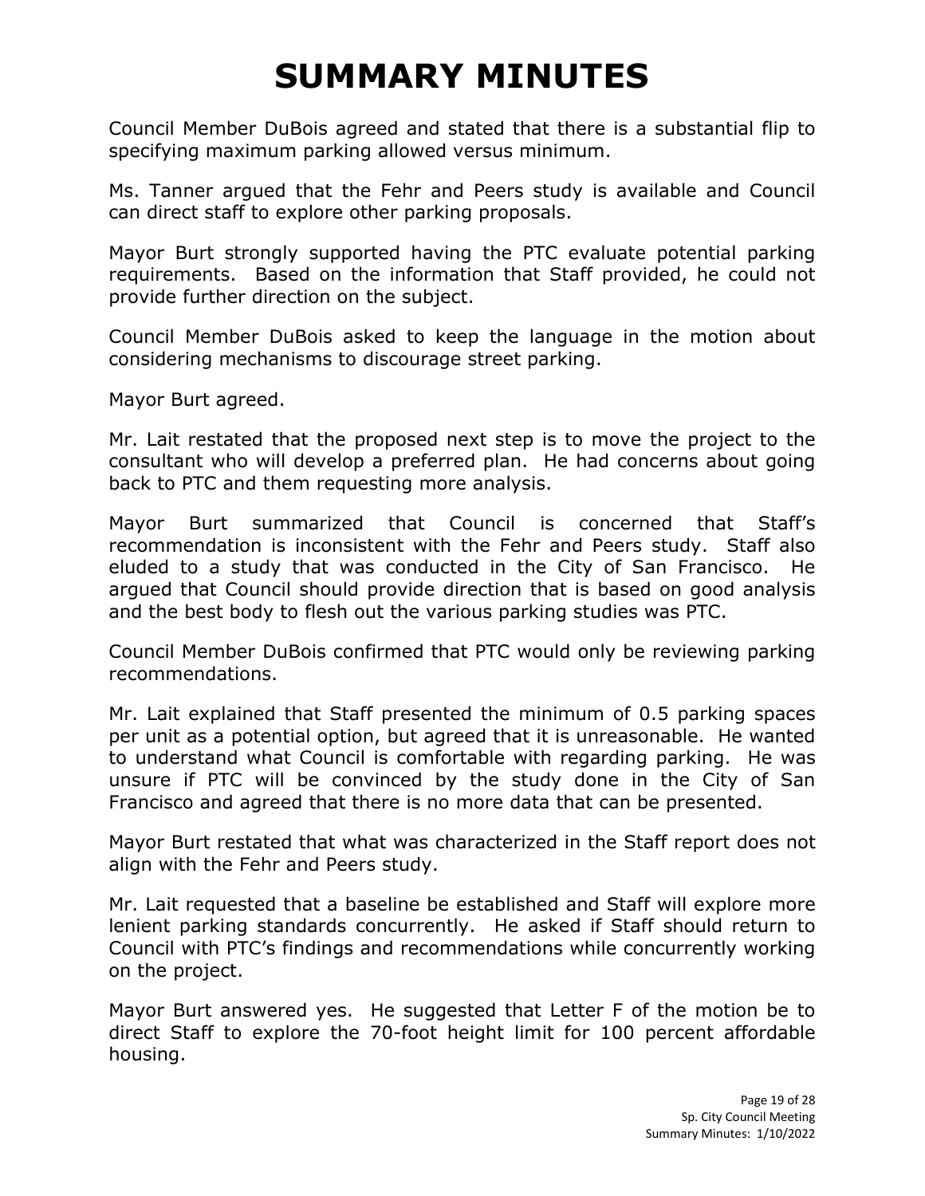# SUMMARY MINUTES

Council Member DuBois agreed and stated that there is a substantial flip to specifying maximum parking allowed versus minimum.

Ms. Tanner argued that the Fehr and Peers study is available and Council can direct staff to explore other parking proposals.

Mayor Burt strongly supported having the PTC evaluate potential parking requirements. Based on the information that Staff provided, he could not provide further direction on the subject.

Council Member DuBois asked to keep the language in the motion about considering mechanisms to discourage street parking.

Mayor Burt agreed.

Mr. Lait restated that the proposed next step is to move the project to the consultant who will develop a preferred plan. He had concerns about going back to PTC and them requesting more analysis.

Mayor Burt summarized that Council is concerned that Staff's recommendation is inconsistent with the Fehr and Peers study. Staff also eluded to a study that was conducted in the City of San Francisco. He argued that Council should provide direction that is based on good analysis and the best body to flesh out the various parking studies was PTC.

Council Member DuBois confirmed that PTC would only be reviewing parking recommendations.

Mr. Lait explained that Staff presented the minimum of 0.5 parking spaces per unit as a potential option, but agreed that it is unreasonable. He wanted to understand what Council is comfortable with regarding parking. He was unsure if PTC will be convinced by the study done in the City of San Francisco and agreed that there is no more data that can be presented.

Mayor Burt restated that what was characterized in the Staff report does not align with the Fehr and Peers study.

Mr. Lait requested that a baseline be established and Staff will explore more lenient parking standards concurrently. He asked if Staff should return to Council with PTC's findings and recommendations while concurrently working on the project.

Mayor Burt answered yes. He suggested that Letter F of the motion be to direct Staff to explore the 70-foot height limit for 100 percent affordable housing.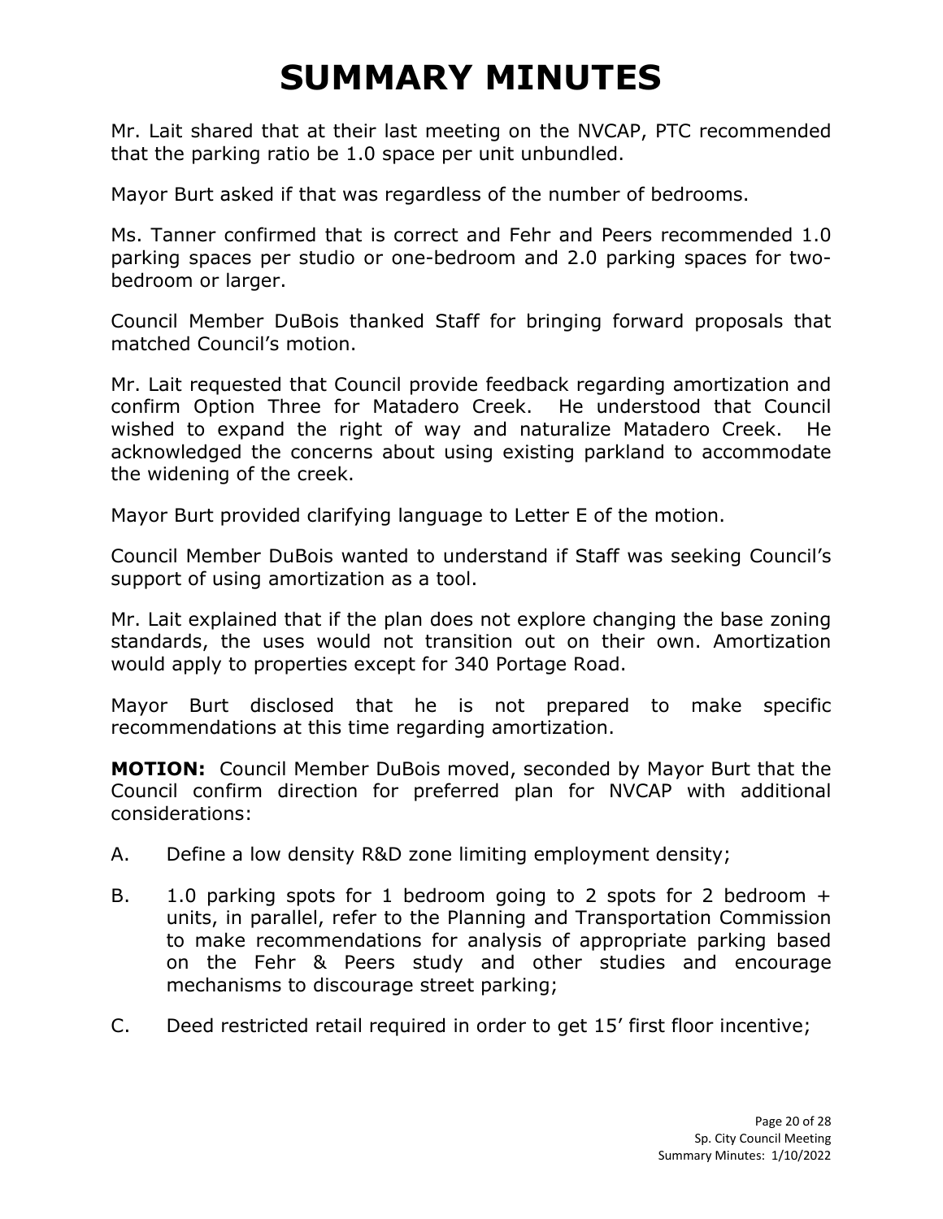# SUMMARY MINUTES

Mr. Lait shared that at their last meeting on the NVCAP, PTC recommended that the parking ratio be 1.0 space per unit unbundled.

Mayor Burt asked if that was regardless of the number of bedrooms.

Ms. Tanner confirmed that is correct and Fehr and Peers recommended 1.0 parking spaces per studio or one-bedroom and 2.0 parking spaces for two-bedroom or larger.

Council Member DuBois thanked Staff for bringing forward proposals that matched Council's motion.

Mr. Lait requested that Council provide feedback regarding amortization and confirm Option Three for Matadero Creek. He understood that Council wished to expand the right of way and naturalize Matadero Creek. He acknowledged the concerns about using existing parkland to accommodate the widening of the creek.

Mayor Burt provided clarifying language to Letter E of the motion.

Council Member DuBois wanted to understand if Staff was seeking Council's support of using amortization as a tool.

Mr. Lait explained that if the plan does not explore changing the base zoning standards, the uses would not transition out on their own. Amortization would apply to properties except for 340 Portage Road.

Mayor Burt disclosed that he is not prepared to make specific recommendations at this time regarding amortization.

**MOTION:** Council Member DuBois moved, seconded by Mayor Burt that the Council confirm direction for preferred plan for NVCAP with additional considerations:

A. Define a low density R&D zone limiting employment density;

B. 1.0 parking spots for 1 bedroom going to 2 spots for 2 bedroom + units, in parallel, refer to the Planning and Transportation Commission to make recommendations for analysis of appropriate parking based on the Fehr & Peers study and other studies and encourage mechanisms to discourage street parking;

C. Deed restricted retail required in order to get 15' first floor incentive;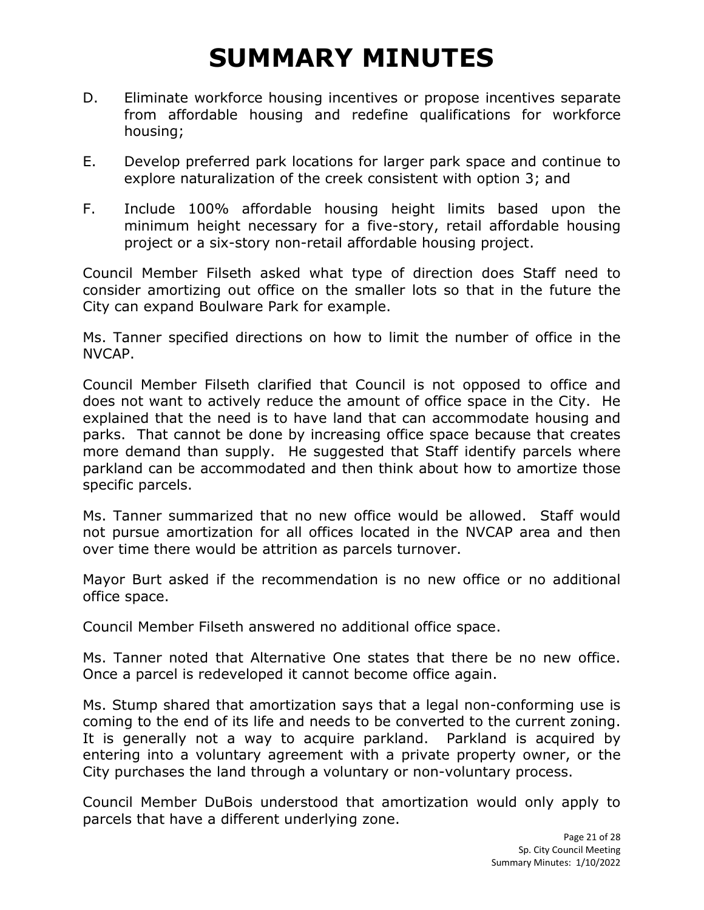# SUMMARY MINUTES

D. Eliminate workforce housing incentives or propose incentives separate from affordable housing and redefine qualifications for workforce housing;

E. Develop preferred park locations for larger park space and continue to explore naturalization of the creek consistent with option 3; and

F. Include 100% affordable housing height limits based upon the minimum height necessary for a five-story, retail affordable housing project or a six-story non-retail affordable housing project.

Council Member Filseth asked what type of direction does Staff need to consider amortizing out office on the smaller lots so that in the future the City can expand Boulware Park for example.

Ms. Tanner specified directions on how to limit the number of office in the NVCAP.

Council Member Filseth clarified that Council is not opposed to office and does not want to actively reduce the amount of office space in the City. He explained that the need is to have land that can accommodate housing and parks. That cannot be done by increasing office space because that creates more demand than supply. He suggested that Staff identify parcels where parkland can be accommodated and then think about how to amortize those specific parcels.

Ms. Tanner summarized that no new office would be allowed. Staff would not pursue amortization for all offices located in the NVCAP area and then over time there would be attrition as parcels turnover.

Mayor Burt asked if the recommendation is no new office or no additional office space.

Council Member Filseth answered no additional office space.

Ms. Tanner noted that Alternative One states that there be no new office. Once a parcel is redeveloped it cannot become office again.

Ms. Stump shared that amortization says that a legal non-conforming use is coming to the end of its life and needs to be converted to the current zoning. It is generally not a way to acquire parkland. Parkland is acquired by entering into a voluntary agreement with a private property owner, or the City purchases the land through a voluntary or non-voluntary process.

Council Member DuBois understood that amortization would only apply to parcels that have a different underlying zone.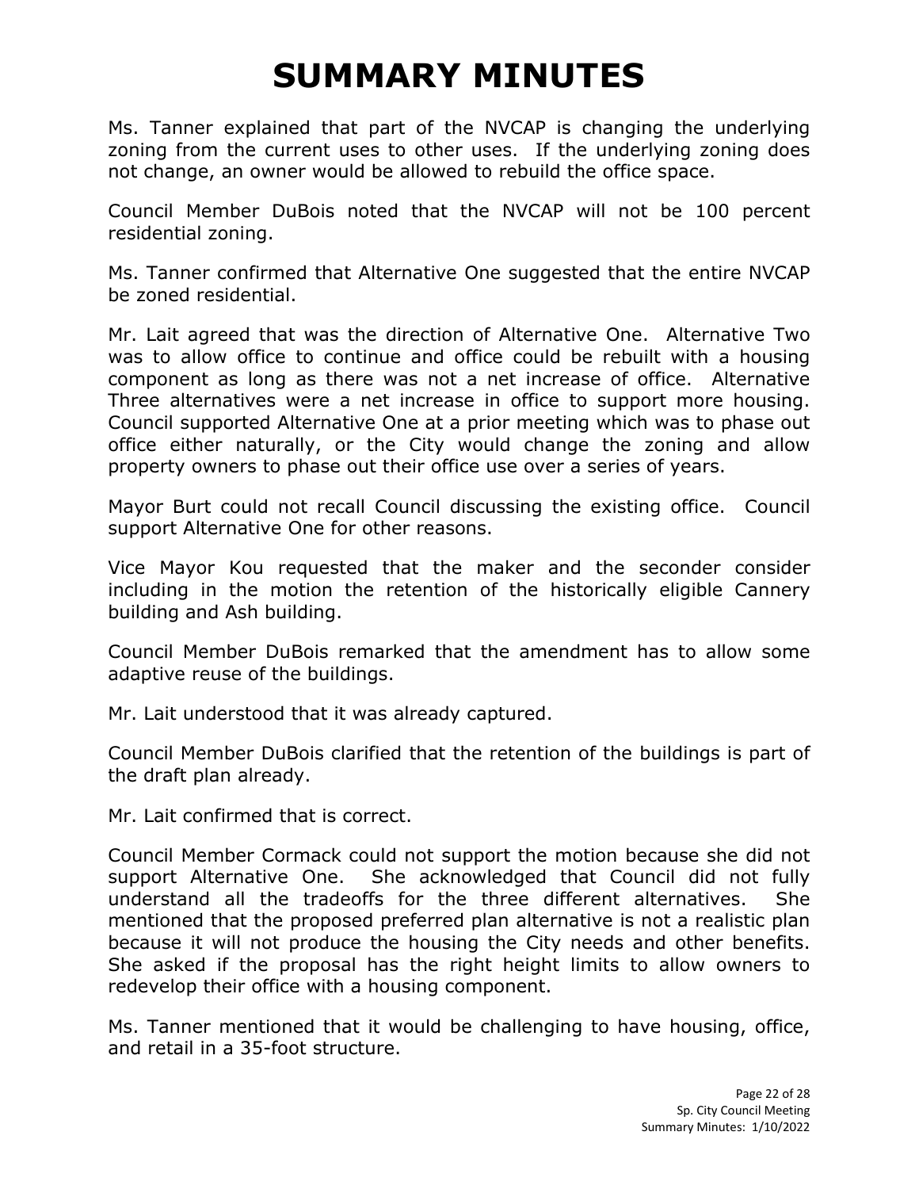# SUMMARY MINUTES

Ms. Tanner explained that part of the NVCAP is changing the underlying zoning from the current uses to other uses. If the underlying zoning does not change, an owner would be allowed to rebuild the office space.

Council Member DuBois noted that the NVCAP will not be 100 percent residential zoning.

Ms. Tanner confirmed that Alternative One suggested that the entire NVCAP be zoned residential.

Mr. Lait agreed that was the direction of Alternative One. Alternative Two was to allow office to continue and office could be rebuilt with a housing component as long as there was not a net increase of office. Alternative Three alternatives were a net increase in office to support more housing. Council supported Alternative One at a prior meeting which was to phase out office either naturally, or the City would change the zoning and allow property owners to phase out their office use over a series of years.

Mayor Burt could not recall Council discussing the existing office. Council support Alternative One for other reasons.

Vice Mayor Kou requested that the maker and the seconder consider including in the motion the retention of the historically eligible Cannery building and Ash building.

Council Member DuBois remarked that the amendment has to allow some adaptive reuse of the buildings.

Mr. Lait understood that it was already captured.

Council Member DuBois clarified that the retention of the buildings is part of the draft plan already.

Mr. Lait confirmed that is correct.

Council Member Cormack could not support the motion because she did not support Alternative One. She acknowledged that Council did not fully understand all the tradeoffs for the three different alternatives. She mentioned that the proposed preferred plan alternative is not a realistic plan because it will not produce the housing the City needs and other benefits. She asked if the proposal has the right height limits to allow owners to redevelop their office with a housing component.

Ms. Tanner mentioned that it would be challenging to have housing, office, and retail in a 35-foot structure.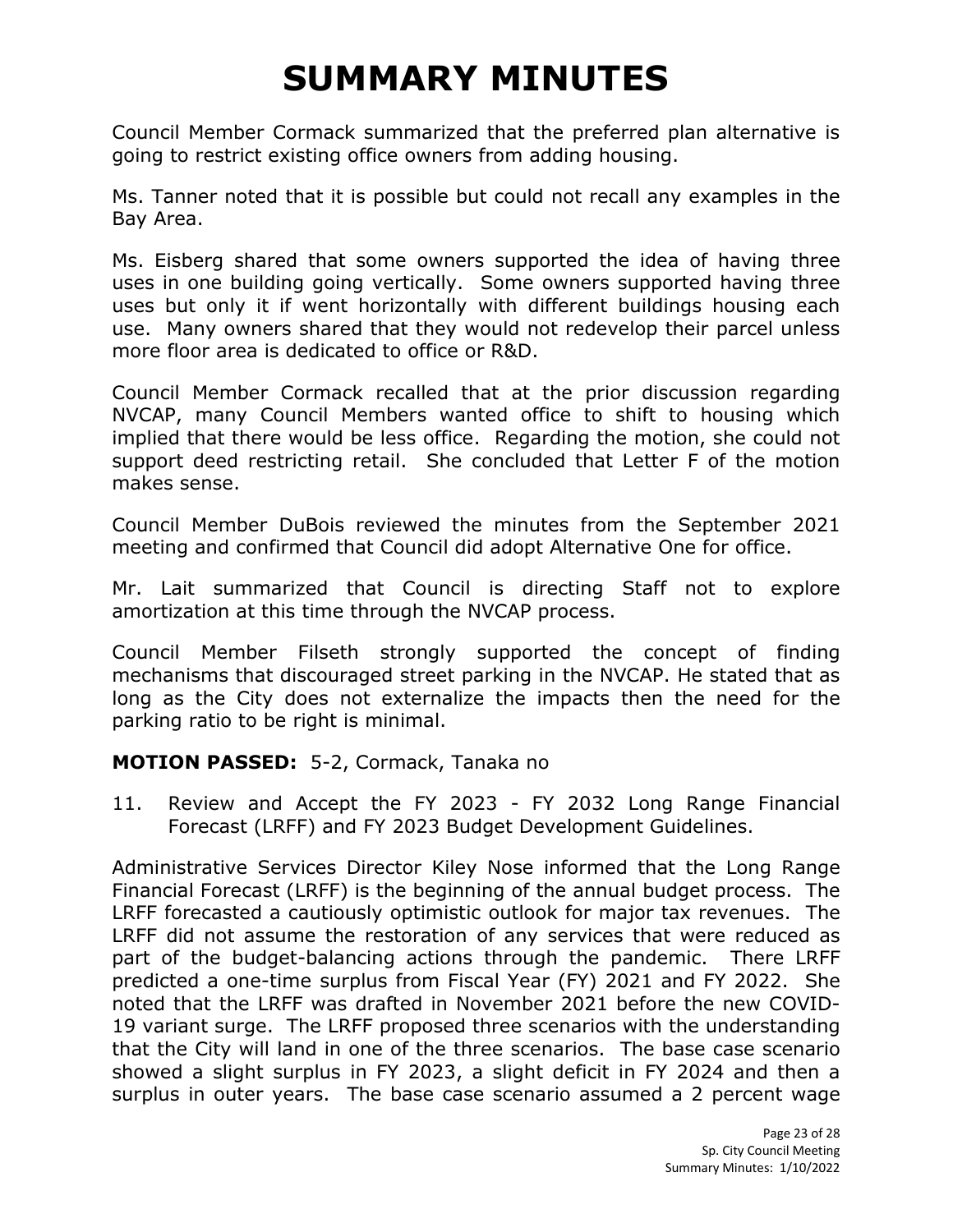# SUMMARY MINUTES

Council Member Cormack summarized that the preferred plan alternative is going to restrict existing office owners from adding housing.

Ms. Tanner noted that it is possible but could not recall any examples in the Bay Area.

Ms. Eisberg shared that some owners supported the idea of having three uses in one building going vertically. Some owners supported having three uses but only it if went horizontally with different buildings housing each use. Many owners shared that they would not redevelop their parcel unless more floor area is dedicated to office or R&D.

Council Member Cormack recalled that at the prior discussion regarding NVCAP, many Council Members wanted office to shift to housing which implied that there would be less office. Regarding the motion, she could not support deed restricting retail. She concluded that Letter F of the motion makes sense.

Council Member DuBois reviewed the minutes from the September 2021 meeting and confirmed that Council did adopt Alternative One for office.

Mr. Lait summarized that Council is directing Staff not to explore amortization at this time through the NVCAP process.

Council Member Filseth strongly supported the concept of finding mechanisms that discouraged street parking in the NVCAP. He stated that as long as the City does not externalize the impacts then the need for the parking ratio to be right is minimal.

**MOTION PASSED:** 5-2, Cormack, Tanaka no

11. Review and Accept the FY 2023 - FY 2032 Long Range Financial Forecast (LRFF) and FY 2023 Budget Development Guidelines.

Administrative Services Director Kiley Nose informed that the Long Range Financial Forecast (LRFF) is the beginning of the annual budget process. The LRFF forecasted a cautiously optimistic outlook for major tax revenues. The LRFF did not assume the restoration of any services that were reduced as part of the budget-balancing actions through the pandemic. There LRFF predicted a one-time surplus from Fiscal Year (FY) 2021 and FY 2022. She noted that the LRFF was drafted in November 2021 before the new COVID-19 variant surge. The LRFF proposed three scenarios with the understanding that the City will land in one of the three scenarios. The base case scenario showed a slight surplus in FY 2023, a slight deficit in FY 2024 and then a surplus in outer years. The base case scenario assumed a 2 percent wage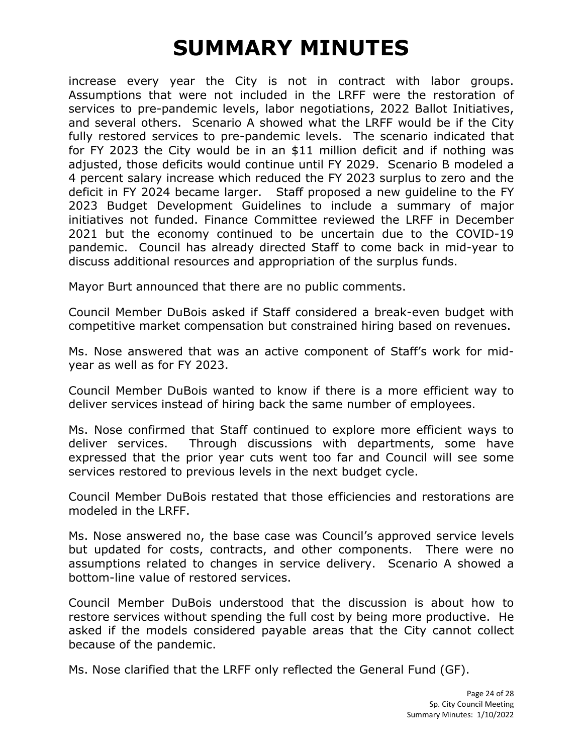# SUMMARY MINUTES

increase every year the City is not in contract with labor groups. Assumptions that were not included in the LRFF were the restoration of services to pre-pandemic levels, labor negotiations, 2022 Ballot Initiatives, and several others. Scenario A showed what the LRFF would be if the City fully restored services to pre-pandemic levels. The scenario indicated that for FY 2023 the City would be in an $11 million deficit and if nothing was adjusted, those deficits would continue until FY 2029. Scenario B modeled a 4 percent salary increase which reduced the FY 2023 surplus to zero and the deficit in FY 2024 became larger. Staff proposed a new guideline to the FY 2023 Budget Development Guidelines to include a summary of major initiatives not funded. Finance Committee reviewed the LRFF in December 2021 but the economy continued to be uncertain due to the COVID-19 pandemic. Council has already directed Staff to come back in mid-year to discuss additional resources and appropriation of the surplus funds.

Mayor Burt announced that there are no public comments.

Council Member DuBois asked if Staff considered a break-even budget with competitive market compensation but constrained hiring based on revenues.

Ms. Nose answered that was an active component of Staff's work for mid-year as well as for FY 2023.

Council Member DuBois wanted to know if there is a more efficient way to deliver services instead of hiring back the same number of employees.

Ms. Nose confirmed that Staff continued to explore more efficient ways to deliver services. Through discussions with departments, some have expressed that the prior year cuts went too far and Council will see some services restored to previous levels in the next budget cycle.

Council Member DuBois restated that those efficiencies and restorations are modeled in the LRFF.

Ms. Nose answered no, the base case was Council's approved service levels but updated for costs, contracts, and other components. There were no assumptions related to changes in service delivery. Scenario A showed a bottom-line value of restored services.

Council Member DuBois understood that the discussion is about how to restore services without spending the full cost by being more productive. He asked if the models considered payable areas that the City cannot collect because of the pandemic.

Ms. Nose clarified that the LRFF only reflected the General Fund (GF).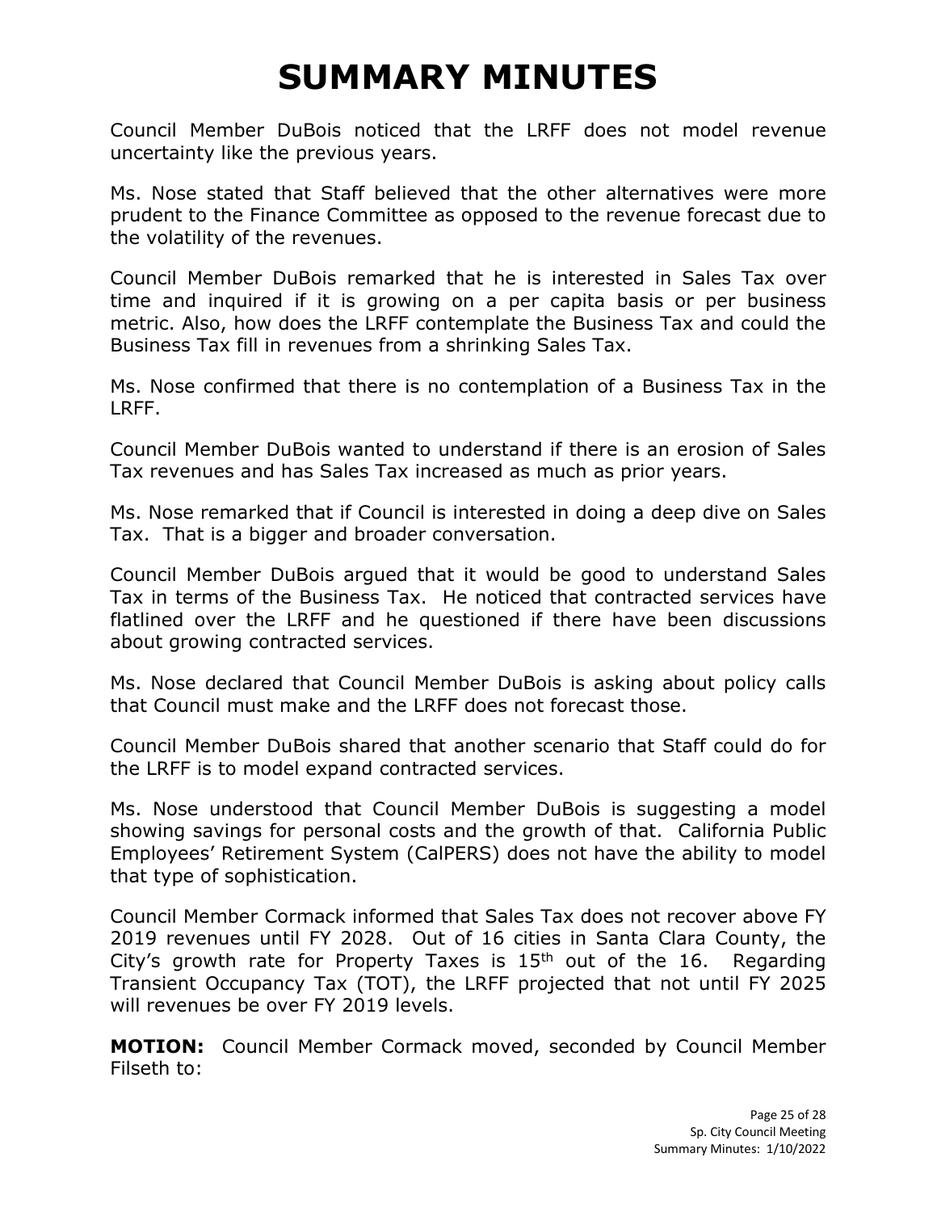# SUMMARY MINUTES

Council Member DuBois noticed that the LRFF does not model revenue uncertainty like the previous years.

Ms. Nose stated that Staff believed that the other alternatives were more prudent to the Finance Committee as opposed to the revenue forecast due to the volatility of the revenues.

Council Member DuBois remarked that he is interested in Sales Tax over time and inquired if it is growing on a per capita basis or per business metric. Also, how does the LRFF contemplate the Business Tax and could the Business Tax fill in revenues from a shrinking Sales Tax.

Ms. Nose confirmed that there is no contemplation of a Business Tax in the LRFF.

Council Member DuBois wanted to understand if there is an erosion of Sales Tax revenues and has Sales Tax increased as much as prior years.

Ms. Nose remarked that if Council is interested in doing a deep dive on Sales Tax. That is a bigger and broader conversation.

Council Member DuBois argued that it would be good to understand Sales Tax in terms of the Business Tax. He noticed that contracted services have flatlined over the LRFF and he questioned if there have been discussions about growing contracted services.

Ms. Nose declared that Council Member DuBois is asking about policy calls that Council must make and the LRFF does not forecast those.

Council Member DuBois shared that another scenario that Staff could do for the LRFF is to model expand contracted services.

Ms. Nose understood that Council Member DuBois is suggesting a model showing savings for personal costs and the growth of that. California Public Employees' Retirement System (CalPERS) does not have the ability to model that type of sophistication.

Council Member Cormack informed that Sales Tax does not recover above FY 2019 revenues until FY 2028. Out of 16 cities in Santa Clara County, the City's growth rate for Property Taxes is 15th out of the 16. Regarding Transient Occupancy Tax (TOT), the LRFF projected that not until FY 2025 will revenues be over FY 2019 levels.

**MOTION:** Council Member Cormack moved, seconded by Council Member Filseth to: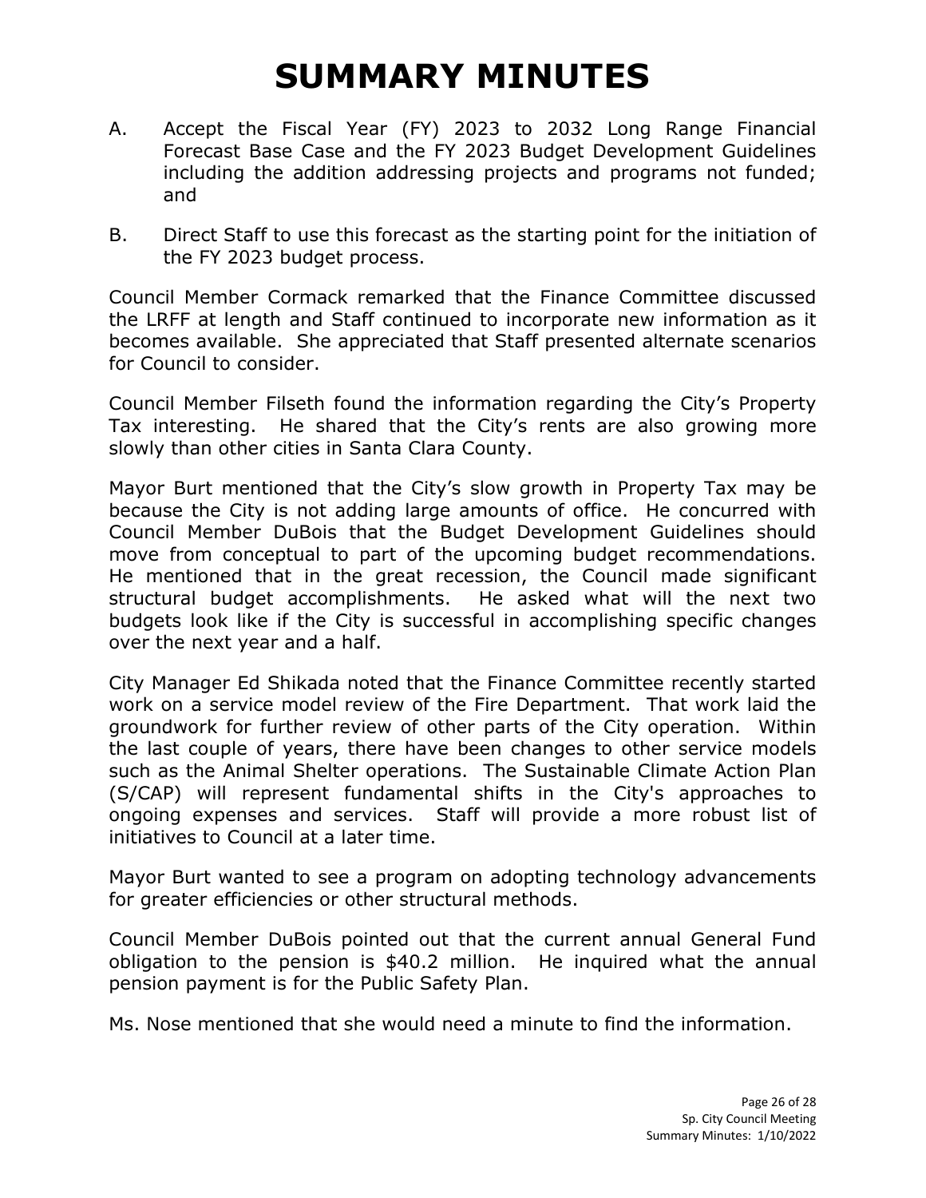# SUMMARY MINUTES

A. Accept the Fiscal Year (FY) 2023 to 2032 Long Range Financial Forecast Base Case and the FY 2023 Budget Development Guidelines including the addition addressing projects and programs not funded; and

B. Direct Staff to use this forecast as the starting point for the initiation of the FY 2023 budget process.

Council Member Cormack remarked that the Finance Committee discussed the LRFF at length and Staff continued to incorporate new information as it becomes available. She appreciated that Staff presented alternate scenarios for Council to consider.

Council Member Filseth found the information regarding the City's Property Tax interesting. He shared that the City's rents are also growing more slowly than other cities in Santa Clara County.

Mayor Burt mentioned that the City's slow growth in Property Tax may be because the City is not adding large amounts of office. He concurred with Council Member DuBois that the Budget Development Guidelines should move from conceptual to part of the upcoming budget recommendations. He mentioned that in the great recession, the Council made significant structural budget accomplishments. He asked what will the next two budgets look like if the City is successful in accomplishing specific changes over the next year and a half.

City Manager Ed Shikada noted that the Finance Committee recently started work on a service model review of the Fire Department. That work laid the groundwork for further review of other parts of the City operation. Within the last couple of years, there have been changes to other service models such as the Animal Shelter operations. The Sustainable Climate Action Plan (S/CAP) will represent fundamental shifts in the City's approaches to ongoing expenses and services. Staff will provide a more robust list of initiatives to Council at a later time.

Mayor Burt wanted to see a program on adopting technology advancements for greater efficiencies or other structural methods.

Council Member DuBois pointed out that the current annual General Fund obligation to the pension is $40.2 million. He inquired what the annual pension payment is for the Public Safety Plan.

Ms. Nose mentioned that she would need a minute to find the information.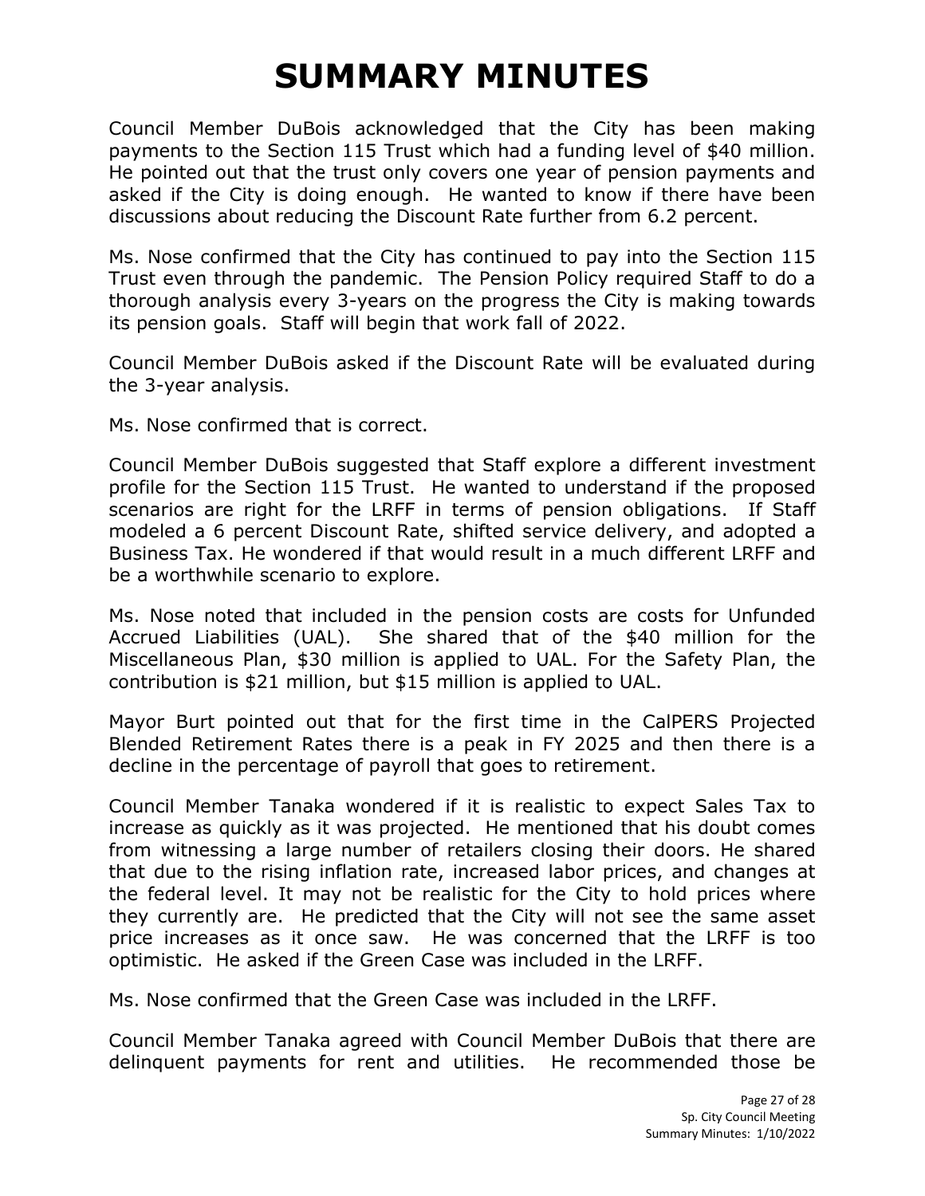# SUMMARY MINUTES

Council Member DuBois acknowledged that the City has been making payments to the Section 115 Trust which had a funding level of $40 million. He pointed out that the trust only covers one year of pension payments and asked if the City is doing enough. He wanted to know if there have been discussions about reducing the Discount Rate further from 6.2 percent.

Ms. Nose confirmed that the City has continued to pay into the Section 115 Trust even through the pandemic. The Pension Policy required Staff to do a thorough analysis every 3-years on the progress the City is making towards its pension goals. Staff will begin that work fall of 2022.

Council Member DuBois asked if the Discount Rate will be evaluated during the 3-year analysis.

Ms. Nose confirmed that is correct.

Council Member DuBois suggested that Staff explore a different investment profile for the Section 115 Trust. He wanted to understand if the proposed scenarios are right for the LRFF in terms of pension obligations. If Staff modeled a 6 percent Discount Rate, shifted service delivery, and adopted a Business Tax. He wondered if that would result in a much different LRFF and be a worthwhile scenario to explore.

Ms. Nose noted that included in the pension costs are costs for Unfunded Accrued Liabilities (UAL). She shared that of the $40 million for the Miscellaneous Plan, $30 million is applied to UAL. For the Safety Plan, the contribution is $21 million, but $15 million is applied to UAL.

Mayor Burt pointed out that for the first time in the CalPERS Projected Blended Retirement Rates there is a peak in FY 2025 and then there is a decline in the percentage of payroll that goes to retirement.

Council Member Tanaka wondered if it is realistic to expect Sales Tax to increase as quickly as it was projected. He mentioned that his doubt comes from witnessing a large number of retailers closing their doors. He shared that due to the rising inflation rate, increased labor prices, and changes at the federal level. It may not be realistic for the City to hold prices where they currently are. He predicted that the City will not see the same asset price increases as it once saw. He was concerned that the LRFF is too optimistic. He asked if the Green Case was included in the LRFF.

Ms. Nose confirmed that the Green Case was included in the LRFF.

Council Member Tanaka agreed with Council Member DuBois that there are delinquent payments for rent and utilities. He recommended those be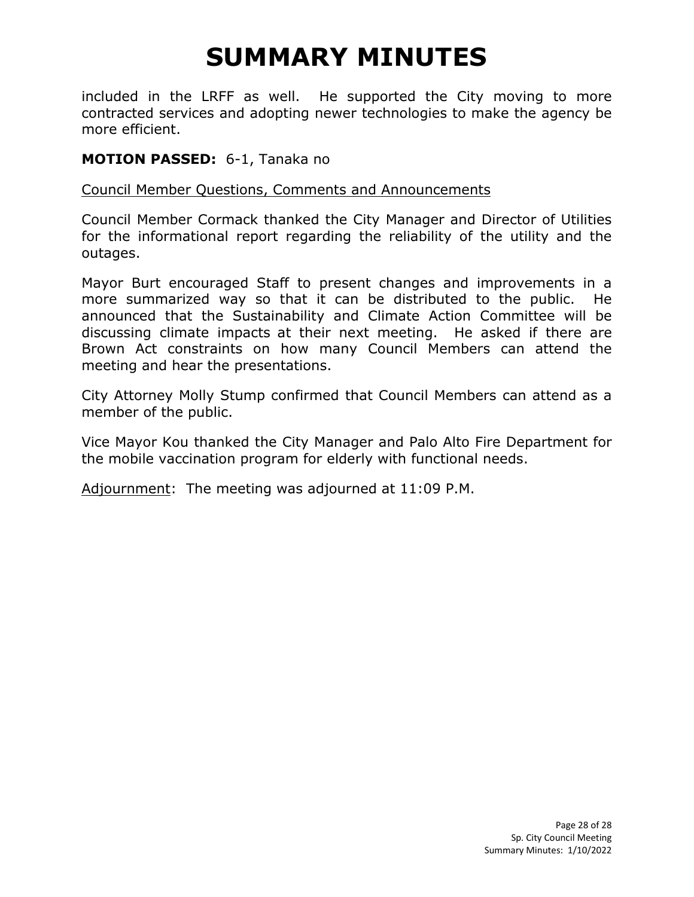included in the LRFF as well. He supported the City moving to more contracted services and adopting newer technologies to make the agency be more efficient.

**MOTION PASSED:** 6-1, Tanaka no

Council Member Questions, Comments and Announcements

Council Member Cormack thanked the City Manager and Director of Utilities for the informational report regarding the reliability of the utility and the outages.

Mayor Burt encouraged Staff to present changes and improvements in a more summarized way so that it can be distributed to the public. He announced that the Sustainability and Climate Action Committee will be discussing climate impacts at their next meeting. He asked if there are Brown Act constraints on how many Council Members can attend the meeting and hear the presentations.

City Attorney Molly Stump confirmed that Council Members can attend as a member of the public.

Vice Mayor Kou thanked the City Manager and Palo Alto Fire Department for the mobile vaccination program for elderly with functional needs.

Adjournment: The meeting was adjourned at 11:09 P.M.